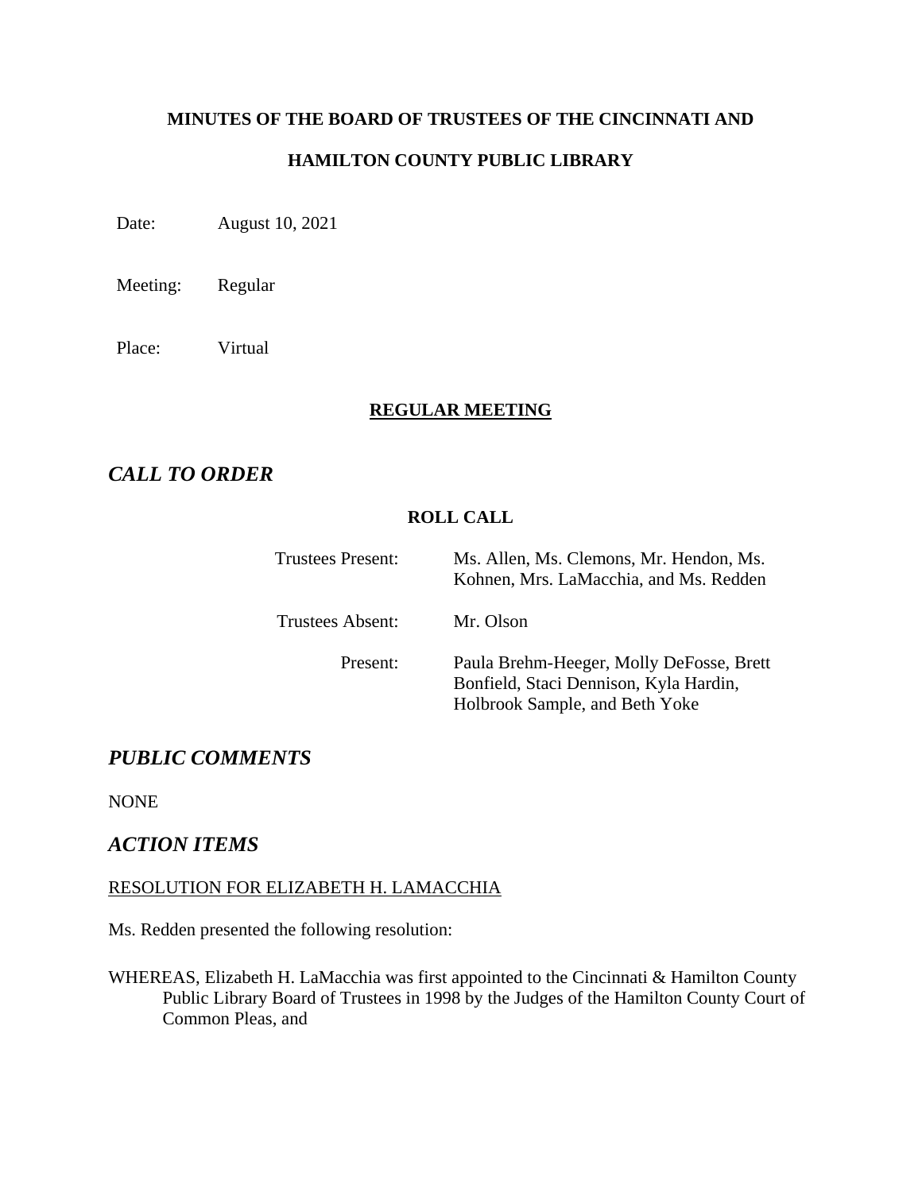**MINUTES OF THE BOARD OF TRUSTEES OF THE CINCINNATI AND**

**HAMILTON COUNTY PUBLIC LIBRARY**

Date: August 10, 2021

Meeting: Regular

Place: Virtual

**REGULAR MEETING**

## *CALL TO ORDER*

**ROLL CALL**

| | |
|---|---|
| Trustees Present: | Ms. Allen, Ms. Clemons, Mr. Hendon, Ms. Kohnen, Mrs. LaMacchia, and Ms. Redden |
| Trustees Absent: | Mr. Olson |
| Present: | Paula Brehm-Heeger, Molly DeFosse, Brett Bonfield, Staci Dennison, Kyla Hardin, Holbrook Sample, and Beth Yoke |

## *PUBLIC COMMENTS*

NONE

## *ACTION ITEMS*

RESOLUTION FOR ELIZABETH H. LAMACCHIA

Ms. Redden presented the following resolution:

WHEREAS, Elizabeth H. LaMacchia was first appointed to the Cincinnati & Hamilton County Public Library Board of Trustees in 1998 by the Judges of the Hamilton County Court of Common Pleas, and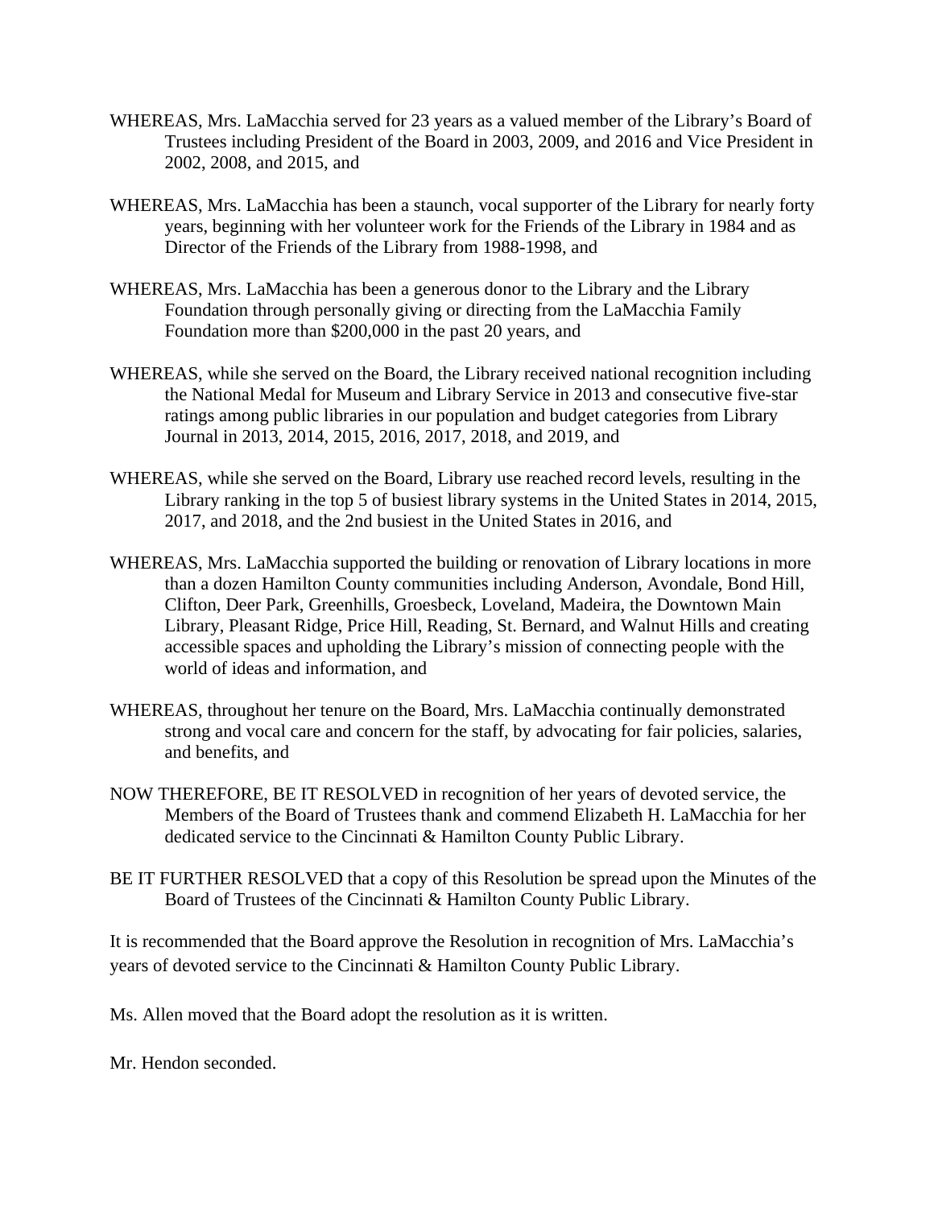WHEREAS, Mrs. LaMacchia served for 23 years as a valued member of the Library's Board of Trustees including President of the Board in 2003, 2009, and 2016 and Vice President in 2002, 2008, and 2015, and

WHEREAS, Mrs. LaMacchia has been a staunch, vocal supporter of the Library for nearly forty years, beginning with her volunteer work for the Friends of the Library in 1984 and as Director of the Friends of the Library from 1988-1998, and

WHEREAS, Mrs. LaMacchia has been a generous donor to the Library and the Library Foundation through personally giving or directing from the LaMacchia Family Foundation more than $200,000 in the past 20 years, and

WHEREAS, while she served on the Board, the Library received national recognition including the National Medal for Museum and Library Service in 2013 and consecutive five-star ratings among public libraries in our population and budget categories from Library Journal in 2013, 2014, 2015, 2016, 2017, 2018, and 2019, and

WHEREAS, while she served on the Board, Library use reached record levels, resulting in the Library ranking in the top 5 of busiest library systems in the United States in 2014, 2015, 2017, and 2018, and the 2nd busiest in the United States in 2016, and

WHEREAS, Mrs. LaMacchia supported the building or renovation of Library locations in more than a dozen Hamilton County communities including Anderson, Avondale, Bond Hill, Clifton, Deer Park, Greenhills, Groesbeck, Loveland, Madeira, the Downtown Main Library, Pleasant Ridge, Price Hill, Reading, St. Bernard, and Walnut Hills and creating accessible spaces and upholding the Library's mission of connecting people with the world of ideas and information, and

WHEREAS, throughout her tenure on the Board, Mrs. LaMacchia continually demonstrated strong and vocal care and concern for the staff, by advocating for fair policies, salaries, and benefits, and

NOW THEREFORE, BE IT RESOLVED in recognition of her years of devoted service, the Members of the Board of Trustees thank and commend Elizabeth H. LaMacchia for her dedicated service to the Cincinnati & Hamilton County Public Library.

BE IT FURTHER RESOLVED that a copy of this Resolution be spread upon the Minutes of the Board of Trustees of the Cincinnati & Hamilton County Public Library.

It is recommended that the Board approve the Resolution in recognition of Mrs. LaMacchia's years of devoted service to the Cincinnati & Hamilton County Public Library.

Ms. Allen moved that the Board adopt the resolution as it is written.

Mr. Hendon seconded.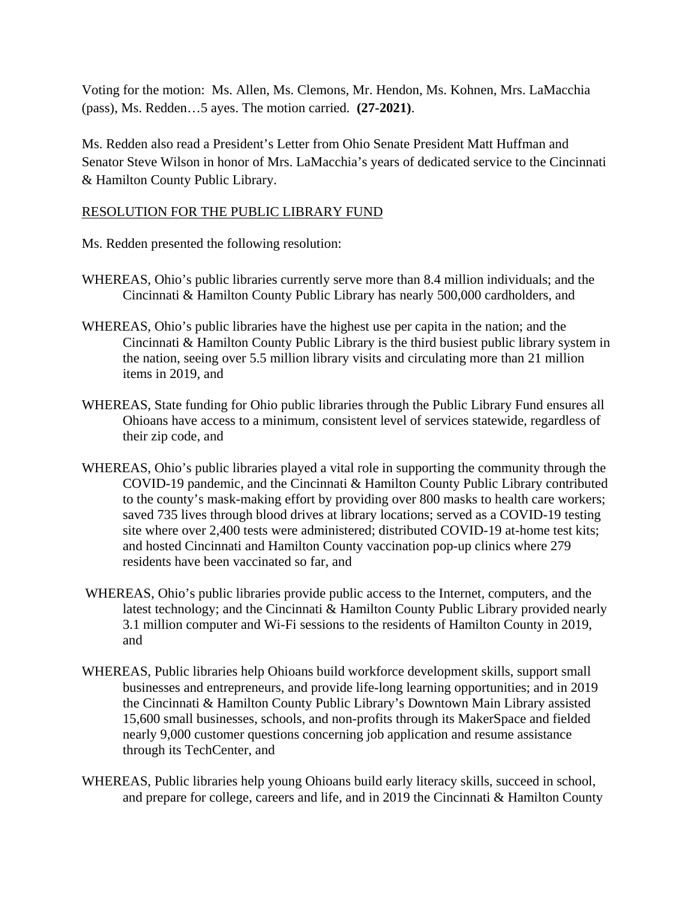Voting for the motion: Ms. Allen, Ms. Clemons, Mr. Hendon, Ms. Kohnen, Mrs. LaMacchia (pass), Ms. Redden…5 ayes. The motion carried. **(27-2021)**.

Ms. Redden also read a President's Letter from Ohio Senate President Matt Huffman and Senator Steve Wilson in honor of Mrs. LaMacchia's years of dedicated service to the Cincinnati & Hamilton County Public Library.

RESOLUTION FOR THE PUBLIC LIBRARY FUND

Ms. Redden presented the following resolution:

WHEREAS, Ohio's public libraries currently serve more than 8.4 million individuals; and the Cincinnati & Hamilton County Public Library has nearly 500,000 cardholders, and

WHEREAS, Ohio's public libraries have the highest use per capita in the nation; and the Cincinnati & Hamilton County Public Library is the third busiest public library system in the nation, seeing over 5.5 million library visits and circulating more than 21 million items in 2019, and

WHEREAS, State funding for Ohio public libraries through the Public Library Fund ensures all Ohioans have access to a minimum, consistent level of services statewide, regardless of their zip code, and

WHEREAS, Ohio's public libraries played a vital role in supporting the community through the COVID-19 pandemic, and the Cincinnati & Hamilton County Public Library contributed to the county's mask-making effort by providing over 800 masks to health care workers; saved 735 lives through blood drives at library locations; served as a COVID-19 testing site where over 2,400 tests were administered; distributed COVID-19 at-home test kits; and hosted Cincinnati and Hamilton County vaccination pop-up clinics where 279 residents have been vaccinated so far, and

WHEREAS, Ohio's public libraries provide public access to the Internet, computers, and the latest technology; and the Cincinnati & Hamilton County Public Library provided nearly 3.1 million computer and Wi-Fi sessions to the residents of Hamilton County in 2019, and

WHEREAS, Public libraries help Ohioans build workforce development skills, support small businesses and entrepreneurs, and provide life-long learning opportunities; and in 2019 the Cincinnati & Hamilton County Public Library's Downtown Main Library assisted 15,600 small businesses, schools, and non-profits through its MakerSpace and fielded nearly 9,000 customer questions concerning job application and resume assistance through its TechCenter, and

WHEREAS, Public libraries help young Ohioans build early literacy skills, succeed in school, and prepare for college, careers and life, and in 2019 the Cincinnati & Hamilton County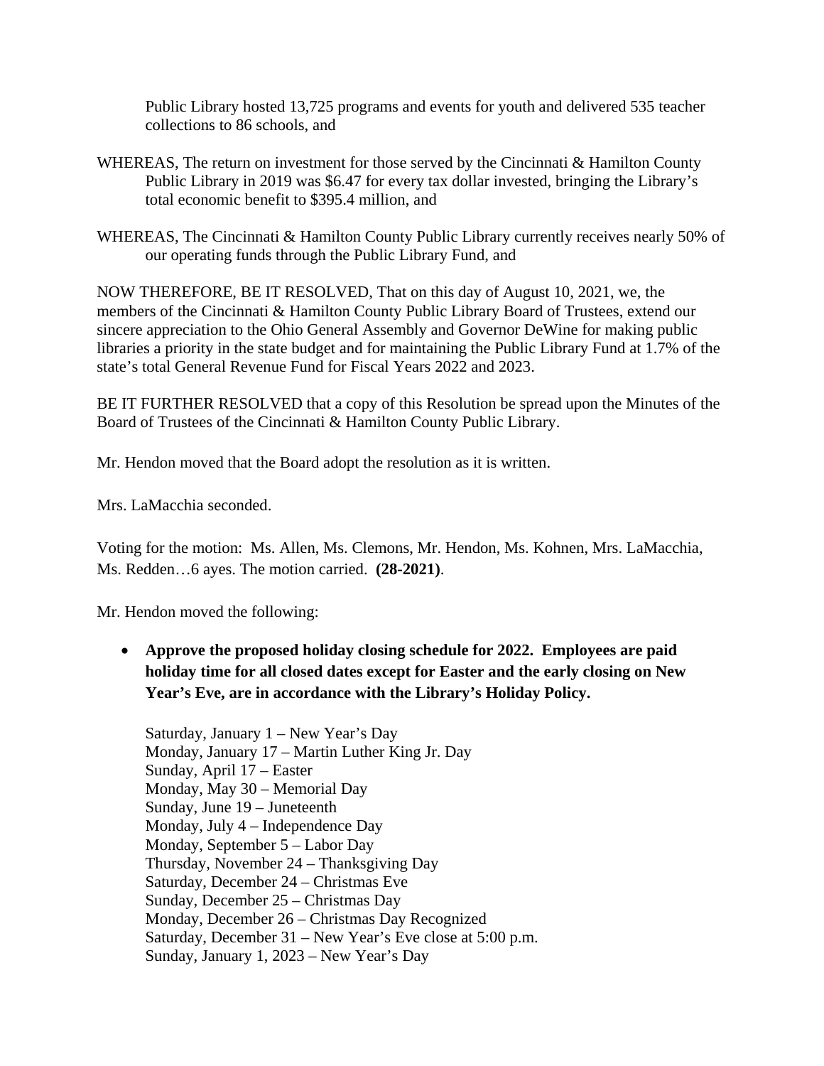Public Library hosted 13,725 programs and events for youth and delivered 535 teacher collections to 86 schools, and

WHEREAS, The return on investment for those served by the Cincinnati & Hamilton County Public Library in 2019 was $6.47 for every tax dollar invested, bringing the Library's total economic benefit to $395.4 million, and

WHEREAS, The Cincinnati & Hamilton County Public Library currently receives nearly 50% of our operating funds through the Public Library Fund, and

NOW THEREFORE, BE IT RESOLVED, That on this day of August 10, 2021, we, the members of the Cincinnati & Hamilton County Public Library Board of Trustees, extend our sincere appreciation to the Ohio General Assembly and Governor DeWine for making public libraries a priority in the state budget and for maintaining the Public Library Fund at 1.7% of the state's total General Revenue Fund for Fiscal Years 2022 and 2023.

BE IT FURTHER RESOLVED that a copy of this Resolution be spread upon the Minutes of the Board of Trustees of the Cincinnati & Hamilton County Public Library.

Mr. Hendon moved that the Board adopt the resolution as it is written.

Mrs. LaMacchia seconded.

Voting for the motion: Ms. Allen, Ms. Clemons, Mr. Hendon, Ms. Kohnen, Mrs. LaMacchia, Ms. Redden…6 ayes. The motion carried. **(28-2021)**.

Mr. Hendon moved the following:

- **Approve the proposed holiday closing schedule for 2022. Employees are paid holiday time for all closed dates except for Easter and the early closing on New Year's Eve, are in accordance with the Library's Holiday Policy.**

  Saturday, January 1 – New Year's Day
  Monday, January 17 – Martin Luther King Jr. Day
  Sunday, April 17 – Easter
  Monday, May 30 – Memorial Day
  Sunday, June 19 – Juneteenth
  Monday, July 4 – Independence Day
  Monday, September 5 – Labor Day
  Thursday, November 24 – Thanksgiving Day
  Saturday, December 24 – Christmas Eve
  Sunday, December 25 – Christmas Day
  Monday, December 26 – Christmas Day Recognized
  Saturday, December 31 – New Year's Eve close at 5:00 p.m.
  Sunday, January 1, 2023 – New Year's Day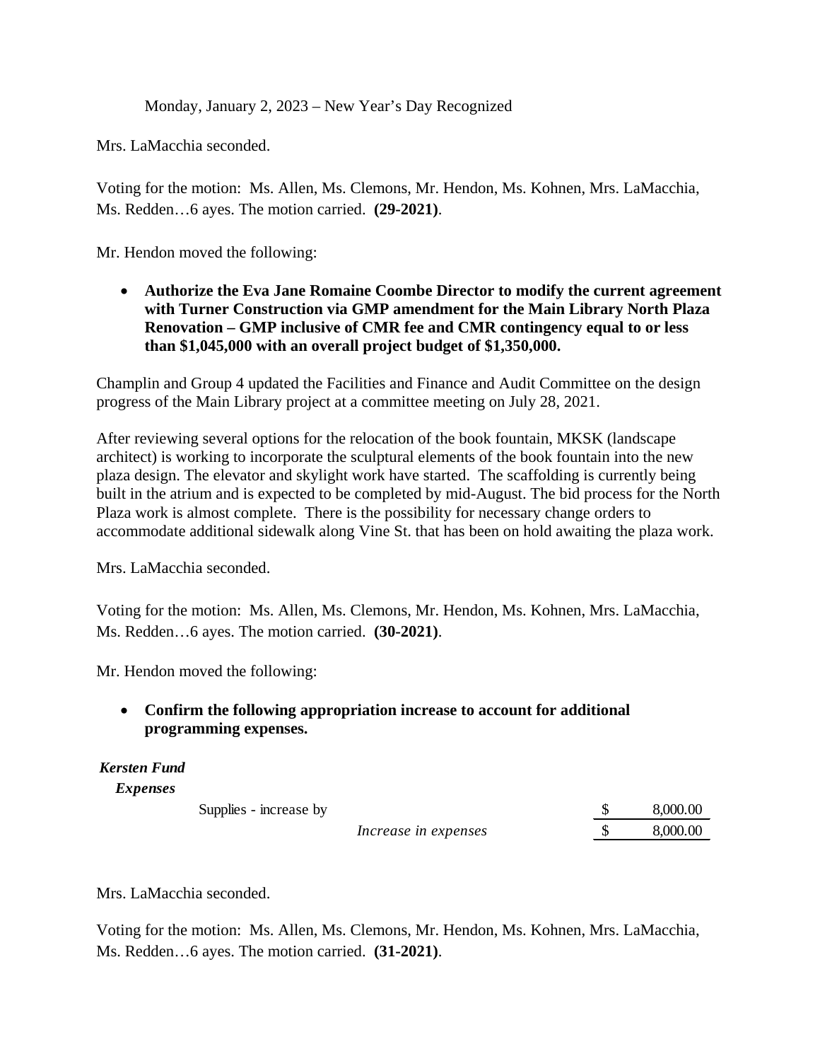Monday, January 2, 2023 – New Year's Day Recognized

Mrs. LaMacchia seconded.

Voting for the motion: Ms. Allen, Ms. Clemons, Mr. Hendon, Ms. Kohnen, Mrs. LaMacchia, Ms. Redden…6 ayes. The motion carried. **(29-2021)**.

Mr. Hendon moved the following:

- **Authorize the Eva Jane Romaine Coombe Director to modify the current agreement with Turner Construction via GMP amendment for the Main Library North Plaza Renovation – GMP inclusive of CMR fee and CMR contingency equal to or less than $1,045,000 with an overall project budget of $1,350,000.**

Champlin and Group 4 updated the Facilities and Finance and Audit Committee on the design progress of the Main Library project at a committee meeting on July 28, 2021.

After reviewing several options for the relocation of the book fountain, MKSK (landscape architect) is working to incorporate the sculptural elements of the book fountain into the new plaza design. The elevator and skylight work have started. The scaffolding is currently being built in the atrium and is expected to be completed by mid-August. The bid process for the North Plaza work is almost complete. There is the possibility for necessary change orders to accommodate additional sidewalk along Vine St. that has been on hold awaiting the plaza work.

Mrs. LaMacchia seconded.

Voting for the motion: Ms. Allen, Ms. Clemons, Mr. Hendon, Ms. Kohnen, Mrs. LaMacchia, Ms. Redden…6 ayes. The motion carried. **(30-2021)**.

Mr. Hendon moved the following:

- **Confirm the following appropriation increase to account for additional programming expenses.**

***Kersten Fund***

***Expenses***

| | | |
|---|---|---|
| Supplies - increase by | $ | 8,000.00 |
| *Increase in expenses* | $ | 8,000.00 |

Mrs. LaMacchia seconded.

Voting for the motion: Ms. Allen, Ms. Clemons, Mr. Hendon, Ms. Kohnen, Mrs. LaMacchia, Ms. Redden…6 ayes. The motion carried. **(31-2021)**.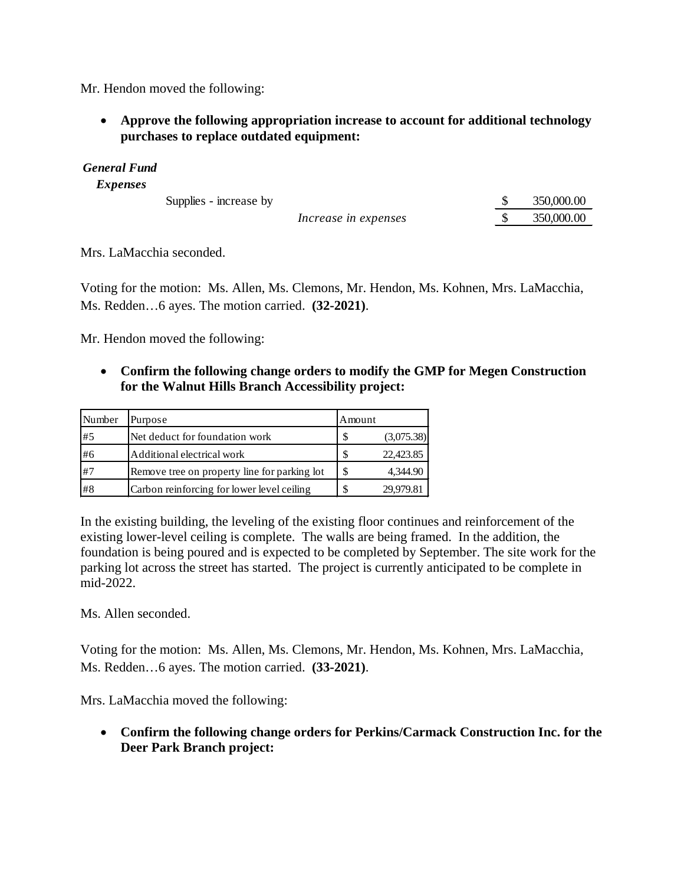Mr. Hendon moved the following:

- **Approve the following appropriation increase to account for additional technology purchases to replace outdated equipment:**

***General Fund***

***Expenses***

| | | |
|---|---|---|
| Supplies - increase by | | $ 350,000.00 |
| | *Increase in expenses* | $ 350,000.00 |

Mrs. LaMacchia seconded.

Voting for the motion: Ms. Allen, Ms. Clemons, Mr. Hendon, Ms. Kohnen, Mrs. LaMacchia, Ms. Redden…6 ayes. The motion carried. **(32-2021)**.

Mr. Hendon moved the following:

- **Confirm the following change orders to modify the GMP for Megen Construction for the Walnut Hills Branch Accessibility project:**

| Number | Purpose | Amount |
|---|---|---|
| #5 | Net deduct for foundation work | $ (3,075.38) |
| #6 | Additional electrical work | $ 22,423.85 |
| #7 | Remove tree on property line for parking lot | $ 4,344.90 |
| #8 | Carbon reinforcing for lower level ceiling | $ 29,979.81 |

In the existing building, the leveling of the existing floor continues and reinforcement of the existing lower-level ceiling is complete. The walls are being framed. In the addition, the foundation is being poured and is expected to be completed by September. The site work for the parking lot across the street has started. The project is currently anticipated to be complete in mid-2022.

Ms. Allen seconded.

Voting for the motion: Ms. Allen, Ms. Clemons, Mr. Hendon, Ms. Kohnen, Mrs. LaMacchia, Ms. Redden…6 ayes. The motion carried. **(33-2021)**.

Mrs. LaMacchia moved the following:

- **Confirm the following change orders for Perkins/Carmack Construction Inc. for the Deer Park Branch project:**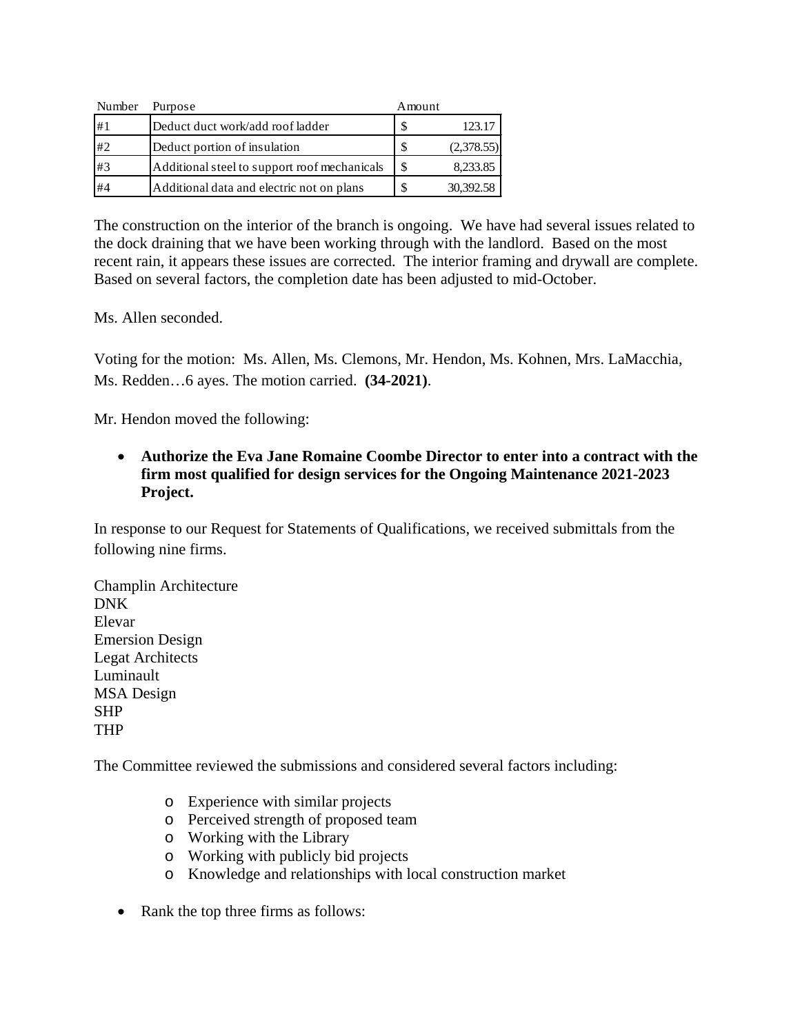| Number | Purpose | Amount |
|---|---|---|
| #1 | Deduct duct work/add roof ladder | $ 123.17 |
| #2 | Deduct portion of insulation | $ (2,378.55) |
| #3 | Additional steel to support roof mechanicals | $ 8,233.85 |
| #4 | Additional data and electric not on plans | $ 30,392.58 |

The construction on the interior of the branch is ongoing. We have had several issues related to the dock draining that we have been working through with the landlord. Based on the most recent rain, it appears these issues are corrected. The interior framing and drywall are complete. Based on several factors, the completion date has been adjusted to mid-October.

Ms. Allen seconded.

Voting for the motion: Ms. Allen, Ms. Clemons, Mr. Hendon, Ms. Kohnen, Mrs. LaMacchia, Ms. Redden…6 ayes. The motion carried. **(34-2021)**.

Mr. Hendon moved the following:

- **Authorize the Eva Jane Romaine Coombe Director to enter into a contract with the firm most qualified for design services for the Ongoing Maintenance 2021-2023 Project.**

In response to our Request for Statements of Qualifications, we received submittals from the following nine firms.

Champlin Architecture
DNK
Elevar
Emersion Design
Legat Architects
Luminault
MSA Design
SHP
THP

The Committee reviewed the submissions and considered several factors including:

- Experience with similar projects
- Perceived strength of proposed team
- Working with the Library
- Working with publicly bid projects
- Knowledge and relationships with local construction market

- Rank the top three firms as follows: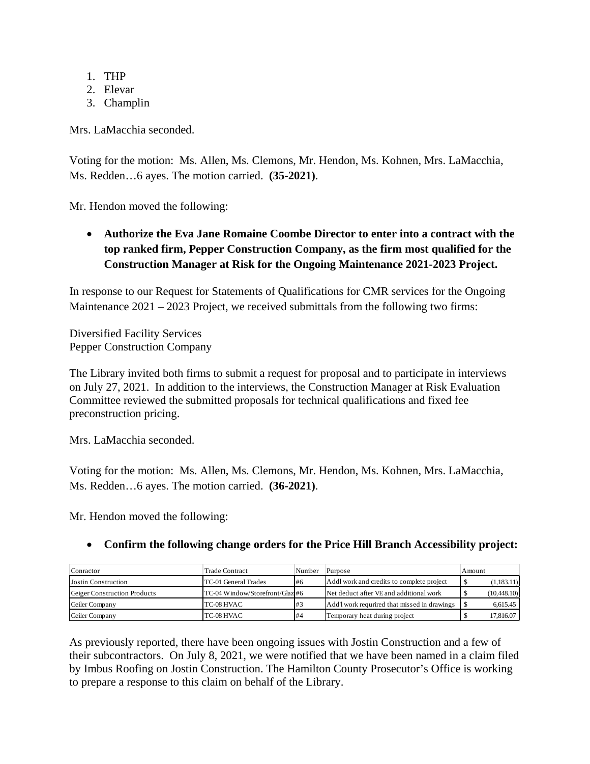1. THP
2. Elevar
3. Champlin

Mrs. LaMacchia seconded.

Voting for the motion: Ms. Allen, Ms. Clemons, Mr. Hendon, Ms. Kohnen, Mrs. LaMacchia, Ms. Redden…6 ayes. The motion carried. **(35-2021)**.

Mr. Hendon moved the following:

- **Authorize the Eva Jane Romaine Coombe Director to enter into a contract with the top ranked firm, Pepper Construction Company, as the firm most qualified for the Construction Manager at Risk for the Ongoing Maintenance 2021-2023 Project.**

In response to our Request for Statements of Qualifications for CMR services for the Ongoing Maintenance 2021 – 2023 Project, we received submittals from the following two firms:

Diversified Facility Services
Pepper Construction Company

The Library invited both firms to submit a request for proposal and to participate in interviews on July 27, 2021. In addition to the interviews, the Construction Manager at Risk Evaluation Committee reviewed the submitted proposals for technical qualifications and fixed fee preconstruction pricing.

Mrs. LaMacchia seconded.

Voting for the motion: Ms. Allen, Ms. Clemons, Mr. Hendon, Ms. Kohnen, Mrs. LaMacchia, Ms. Redden…6 ayes. The motion carried. **(36-2021)**.

Mr. Hendon moved the following:

- **Confirm the following change orders for the Price Hill Branch Accessibility project:**

| Conractor | Trade Contract | Number | Purpose | Amount |
|---|---|---|---|---|
| Jostin Construction | TC-01 General Trades | #6 | Addl work and credits to complete project | $ (1,183.11) |
| Geiger Construction Products | TC-04 Window/Storefront/Glaz | #6 | Net deduct after VE and additional work | $ (10,448.10) |
| Geiler Company | TC-08 HVAC | #3 | Add'l work requrired that missed in drawings | $ 6,615.45 |
| Geiler Company | TC-08 HVAC | #4 | Temporary heat during project | $ 17,816.07 |

As previously reported, there have been ongoing issues with Jostin Construction and a few of their subcontractors. On July 8, 2021, we were notified that we have been named in a claim filed by Imbus Roofing on Jostin Construction. The Hamilton County Prosecutor's Office is working to prepare a response to this claim on behalf of the Library.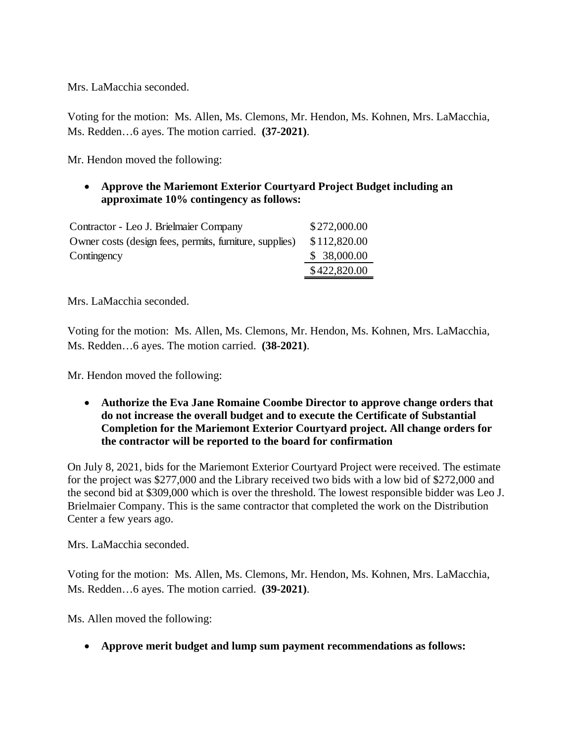Mrs. LaMacchia seconded.

Voting for the motion: Ms. Allen, Ms. Clemons, Mr. Hendon, Ms. Kohnen, Mrs. LaMacchia, Ms. Redden…6 ayes. The motion carried. **(37-2021)**.

Mr. Hendon moved the following:

- **Approve the Mariemont Exterior Courtyard Project Budget including an approximate 10% contingency as follows:**

| | |
|---|---|
| Contractor - Leo J. Brielmaier Company | $272,000.00 |
| Owner costs (design fees, permits, furniture, supplies) | $112,820.00 |
| Contingency | $ 38,000.00 |
| | $422,820.00 |

Mrs. LaMacchia seconded.

Voting for the motion: Ms. Allen, Ms. Clemons, Mr. Hendon, Ms. Kohnen, Mrs. LaMacchia, Ms. Redden…6 ayes. The motion carried. **(38-2021)**.

Mr. Hendon moved the following:

- **Authorize the Eva Jane Romaine Coombe Director to approve change orders that do not increase the overall budget and to execute the Certificate of Substantial Completion for the Mariemont Exterior Courtyard project. All change orders for the contractor will be reported to the board for confirmation**

On July 8, 2021, bids for the Mariemont Exterior Courtyard Project were received. The estimate for the project was $277,000 and the Library received two bids with a low bid of $272,000 and the second bid at $309,000 which is over the threshold. The lowest responsible bidder was Leo J. Brielmaier Company. This is the same contractor that completed the work on the Distribution Center a few years ago.

Mrs. LaMacchia seconded.

Voting for the motion: Ms. Allen, Ms. Clemons, Mr. Hendon, Ms. Kohnen, Mrs. LaMacchia, Ms. Redden…6 ayes. The motion carried. **(39-2021)**.

Ms. Allen moved the following:

- **Approve merit budget and lump sum payment recommendations as follows:**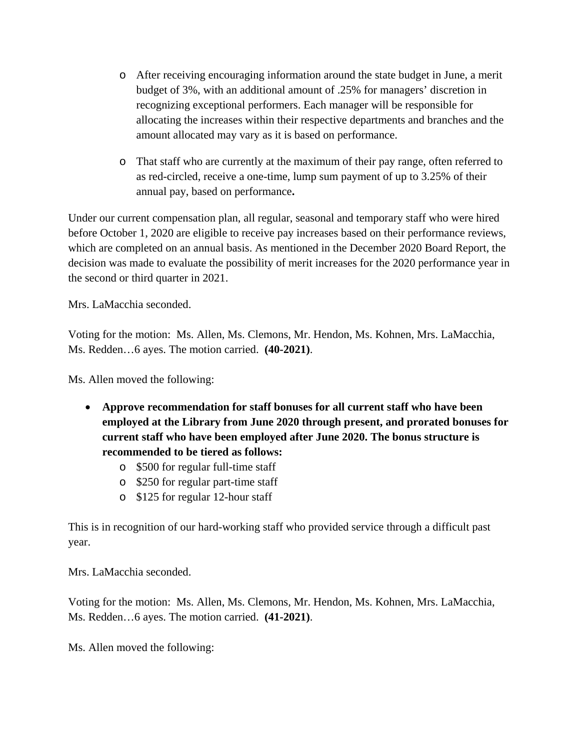- After receiving encouraging information around the state budget in June, a merit budget of 3%, with an additional amount of .25% for managers' discretion in recognizing exceptional performers. Each manager will be responsible for allocating the increases within their respective departments and branches and the amount allocated may vary as it is based on performance.

  - That staff who are currently at the maximum of their pay range, often referred to as red-circled, receive a one-time, lump sum payment of up to 3.25% of their annual pay, based on performance**.**

Under our current compensation plan, all regular, seasonal and temporary staff who were hired before October 1, 2020 are eligible to receive pay increases based on their performance reviews, which are completed on an annual basis. As mentioned in the December 2020 Board Report, the decision was made to evaluate the possibility of merit increases for the 2020 performance year in the second or third quarter in 2021.

Mrs. LaMacchia seconded.

Voting for the motion: Ms. Allen, Ms. Clemons, Mr. Hendon, Ms. Kohnen, Mrs. LaMacchia, Ms. Redden…6 ayes. The motion carried. **(40-2021)**.

Ms. Allen moved the following:

- **Approve recommendation for staff bonuses for all current staff who have been employed at the Library from June 2020 through present, and prorated bonuses for current staff who have been employed after June 2020. The bonus structure is recommended to be tiered as follows:**
  - $500 for regular full-time staff
  - $250 for regular part-time staff
  - $125 for regular 12-hour staff

This is in recognition of our hard-working staff who provided service through a difficult past year.

Mrs. LaMacchia seconded.

Voting for the motion: Ms. Allen, Ms. Clemons, Mr. Hendon, Ms. Kohnen, Mrs. LaMacchia, Ms. Redden…6 ayes. The motion carried. **(41-2021)**.

Ms. Allen moved the following: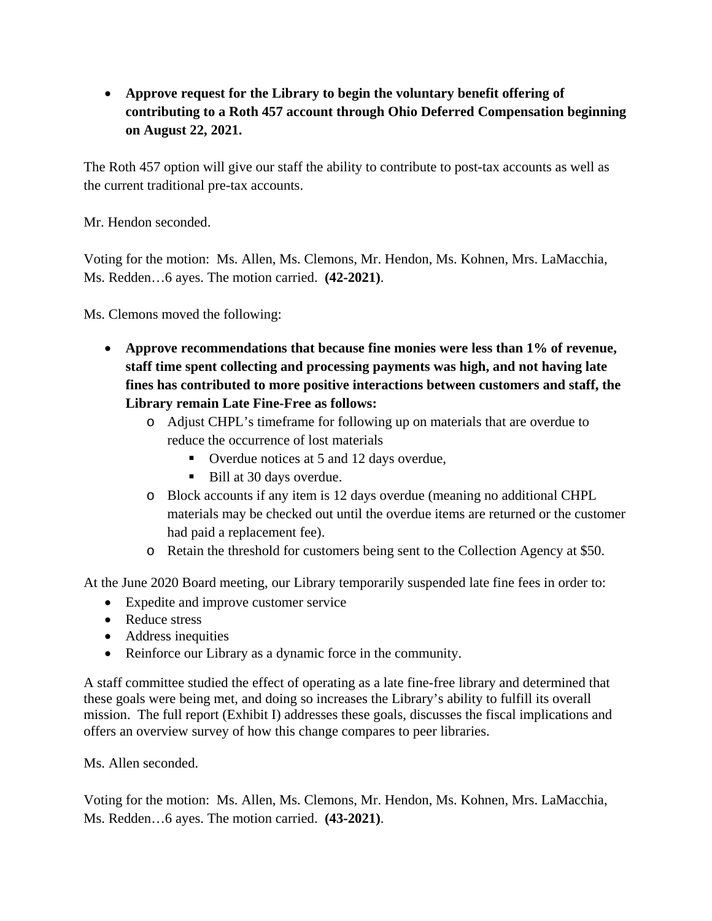- **Approve request for the Library to begin the voluntary benefit offering of contributing to a Roth 457 account through Ohio Deferred Compensation beginning on August 22, 2021.**

The Roth 457 option will give our staff the ability to contribute to post-tax accounts as well as the current traditional pre-tax accounts.

Mr. Hendon seconded.

Voting for the motion: Ms. Allen, Ms. Clemons, Mr. Hendon, Ms. Kohnen, Mrs. LaMacchia, Ms. Redden…6 ayes. The motion carried. **(42-2021)**.

Ms. Clemons moved the following:

- **Approve recommendations that because fine monies were less than 1% of revenue, staff time spent collecting and processing payments was high, and not having late fines has contributed to more positive interactions between customers and staff, the Library remain Late Fine-Free as follows:**
    - Adjust CHPL's timeframe for following up on materials that are overdue to reduce the occurrence of lost materials
        - Overdue notices at 5 and 12 days overdue,
        - Bill at 30 days overdue.
    - Block accounts if any item is 12 days overdue (meaning no additional CHPL materials may be checked out until the overdue items are returned or the customer had paid a replacement fee).
    - Retain the threshold for customers being sent to the Collection Agency at $50.

At the June 2020 Board meeting, our Library temporarily suspended late fine fees in order to:

- Expedite and improve customer service
- Reduce stress
- Address inequities
- Reinforce our Library as a dynamic force in the community.

A staff committee studied the effect of operating as a late fine-free library and determined that these goals were being met, and doing so increases the Library's ability to fulfill its overall mission. The full report (Exhibit I) addresses these goals, discusses the fiscal implications and offers an overview survey of how this change compares to peer libraries.

Ms. Allen seconded.

Voting for the motion: Ms. Allen, Ms. Clemons, Mr. Hendon, Ms. Kohnen, Mrs. LaMacchia, Ms. Redden…6 ayes. The motion carried. **(43-2021)**.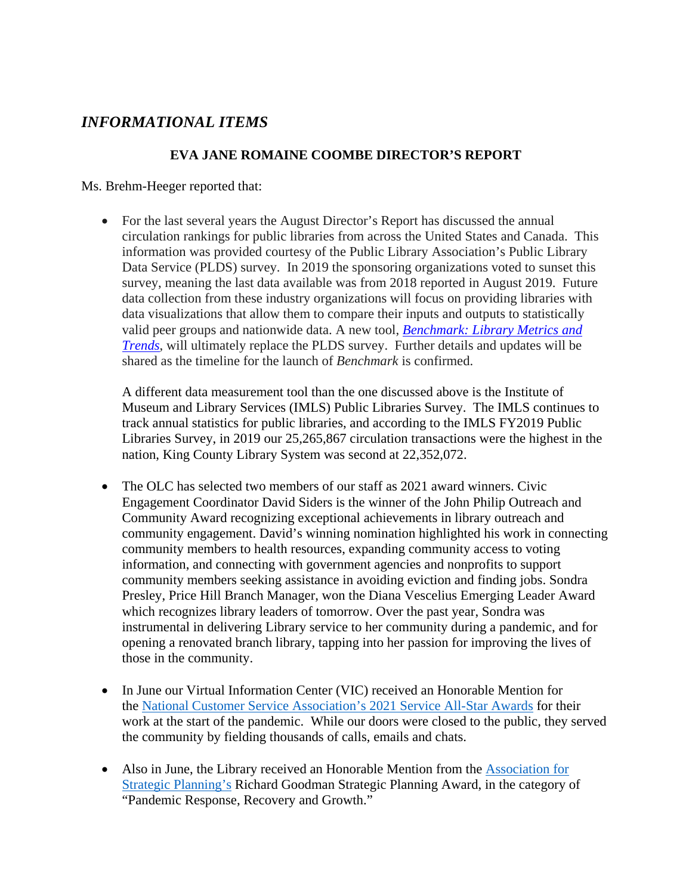## *INFORMATIONAL ITEMS*

### EVA JANE ROMAINE COOMBE DIRECTOR'S REPORT

Ms. Brehm-Heeger reported that:

- For the last several years the August Director's Report has discussed the annual circulation rankings for public libraries from across the United States and Canada. This information was provided courtesy of the Public Library Association's Public Library Data Service (PLDS) survey. In 2019 the sponsoring organizations voted to sunset this survey, meaning the last data available was from 2018 reported in August 2019. Future data collection from these industry organizations will focus on providing libraries with data visualizations that allow them to compare their inputs and outputs to statistically valid peer groups and nationwide data. A new tool, *Benchmark: Library Metrics and Trends*, will ultimately replace the PLDS survey. Further details and updates will be shared as the timeline for the launch of *Benchmark* is confirmed.

  A different data measurement tool than the one discussed above is the Institute of Museum and Library Services (IMLS) Public Libraries Survey. The IMLS continues to track annual statistics for public libraries, and according to the IMLS FY2019 Public Libraries Survey, in 2019 our 25,265,867 circulation transactions were the highest in the nation, King County Library System was second at 22,352,072.

- The OLC has selected two members of our staff as 2021 award winners. Civic Engagement Coordinator David Siders is the winner of the John Philip Outreach and Community Award recognizing exceptional achievements in library outreach and community engagement. David's winning nomination highlighted his work in connecting community members to health resources, expanding community access to voting information, and connecting with government agencies and nonprofits to support community members seeking assistance in avoiding eviction and finding jobs. Sondra Presley, Price Hill Branch Manager, won the Diana Vescelius Emerging Leader Award which recognizes library leaders of tomorrow. Over the past year, Sondra was instrumental in delivering Library service to her community during a pandemic, and for opening a renovated branch library, tapping into her passion for improving the lives of those in the community.

- In June our Virtual Information Center (VIC) received an Honorable Mention for the National Customer Service Association's 2021 Service All-Star Awards for their work at the start of the pandemic. While our doors were closed to the public, they served the community by fielding thousands of calls, emails and chats.

- Also in June, the Library received an Honorable Mention from the Association for Strategic Planning's Richard Goodman Strategic Planning Award, in the category of "Pandemic Response, Recovery and Growth."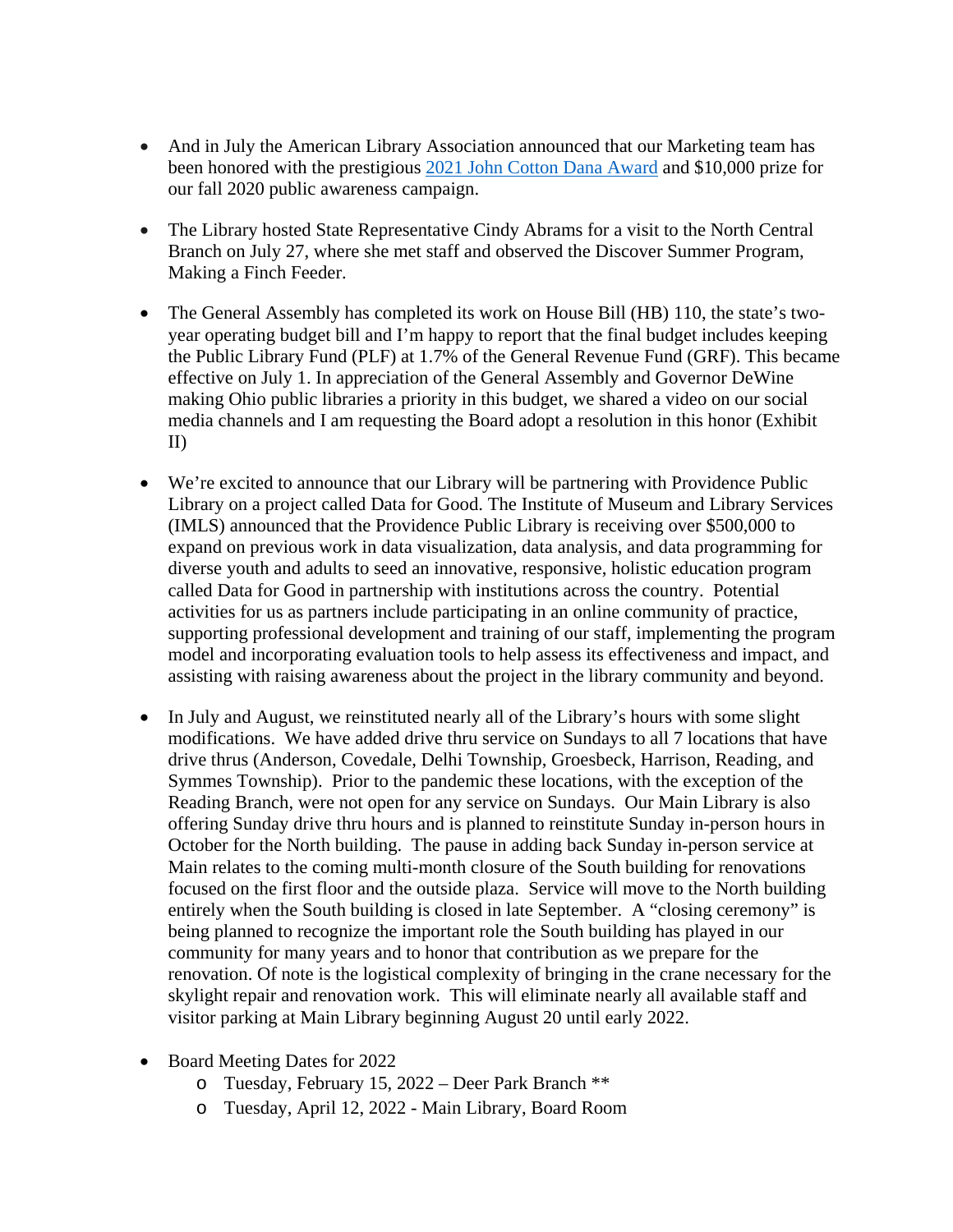- And in July the American Library Association announced that our Marketing team has been honored with the prestigious 2021 John Cotton Dana Award and $10,000 prize for our fall 2020 public awareness campaign.

- The Library hosted State Representative Cindy Abrams for a visit to the North Central Branch on July 27, where she met staff and observed the Discover Summer Program, Making a Finch Feeder.

- The General Assembly has completed its work on House Bill (HB) 110, the state's two-year operating budget bill and I'm happy to report that the final budget includes keeping the Public Library Fund (PLF) at 1.7% of the General Revenue Fund (GRF). This became effective on July 1. In appreciation of the General Assembly and Governor DeWine making Ohio public libraries a priority in this budget, we shared a video on our social media channels and I am requesting the Board adopt a resolution in this honor (Exhibit II)

- We're excited to announce that our Library will be partnering with Providence Public Library on a project called Data for Good. The Institute of Museum and Library Services (IMLS) announced that the Providence Public Library is receiving over $500,000 to expand on previous work in data visualization, data analysis, and data programming for diverse youth and adults to seed an innovative, responsive, holistic education program called Data for Good in partnership with institutions across the country. Potential activities for us as partners include participating in an online community of practice, supporting professional development and training of our staff, implementing the program model and incorporating evaluation tools to help assess its effectiveness and impact, and assisting with raising awareness about the project in the library community and beyond.

- In July and August, we reinstituted nearly all of the Library's hours with some slight modifications. We have added drive thru service on Sundays to all 7 locations that have drive thrus (Anderson, Covedale, Delhi Township, Groesbeck, Harrison, Reading, and Symmes Township). Prior to the pandemic these locations, with the exception of the Reading Branch, were not open for any service on Sundays. Our Main Library is also offering Sunday drive thru hours and is planned to reinstitute Sunday in-person hours in October for the North building. The pause in adding back Sunday in-person service at Main relates to the coming multi-month closure of the South building for renovations focused on the first floor and the outside plaza. Service will move to the North building entirely when the South building is closed in late September. A "closing ceremony" is being planned to recognize the important role the South building has played in our community for many years and to honor that contribution as we prepare for the renovation. Of note is the logistical complexity of bringing in the crane necessary for the skylight repair and renovation work. This will eliminate nearly all available staff and visitor parking at Main Library beginning August 20 until early 2022.

- Board Meeting Dates for 2022
  - Tuesday, February 15, 2022 – Deer Park Branch **
  - Tuesday, April 12, 2022 - Main Library, Board Room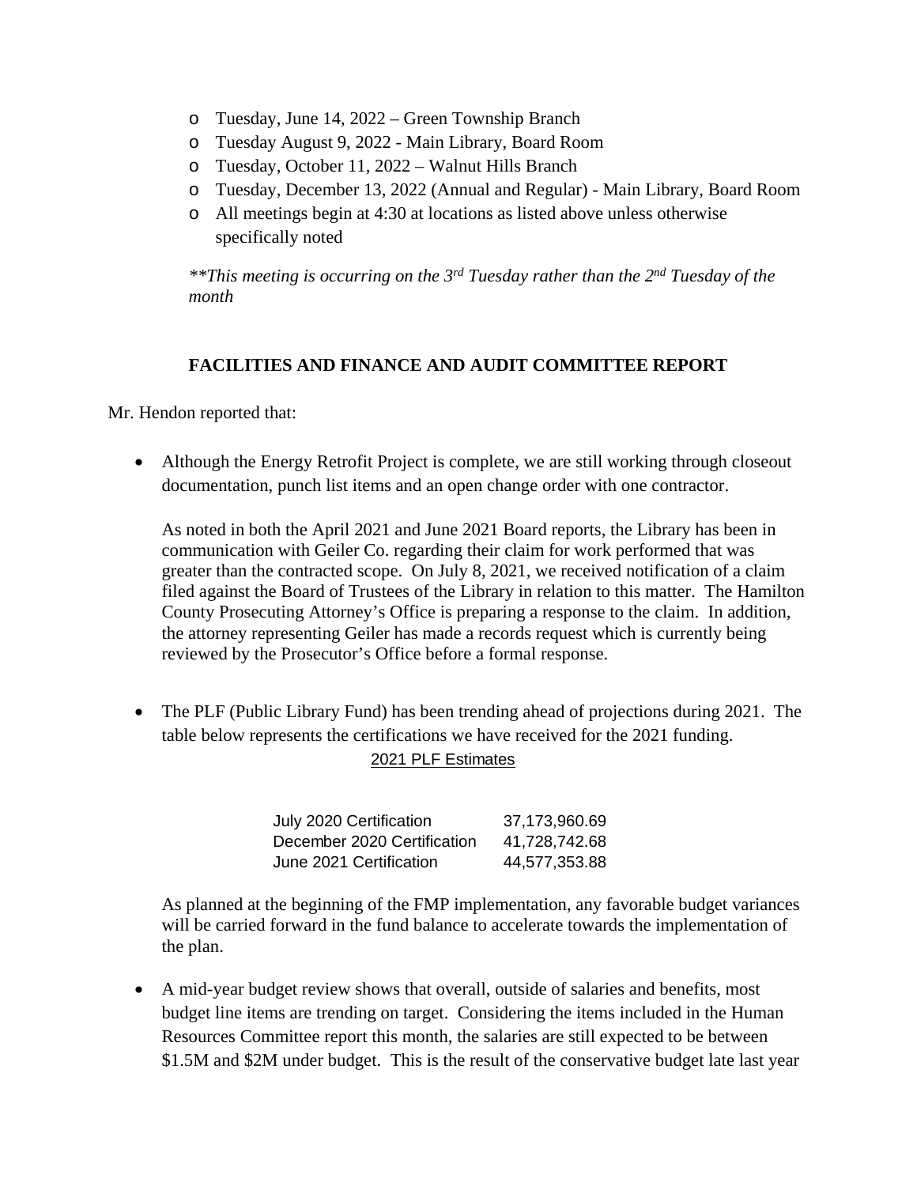- Tuesday, June 14, 2022 – Green Township Branch
- Tuesday August 9, 2022 - Main Library, Board Room
- Tuesday, October 11, 2022 – Walnut Hills Branch
- Tuesday, December 13, 2022 (Annual and Regular) - Main Library, Board Room
- All meetings begin at 4:30 at locations as listed above unless otherwise specifically noted

*\*\*This meeting is occurring on the 3rd Tuesday rather than the 2nd Tuesday of the month*

**FACILITIES AND FINANCE AND AUDIT COMMITTEE REPORT**

Mr. Hendon reported that:

- Although the Energy Retrofit Project is complete, we are still working through closeout documentation, punch list items and an open change order with one contractor.

  As noted in both the April 2021 and June 2021 Board reports, the Library has been in communication with Geiler Co. regarding their claim for work performed that was greater than the contracted scope. On July 8, 2021, we received notification of a claim filed against the Board of Trustees of the Library in relation to this matter. The Hamilton County Prosecuting Attorney's Office is preparing a response to the claim. In addition, the attorney representing Geiler has made a records request which is currently being reviewed by the Prosecutor's Office before a formal response.

- The PLF (Public Library Fund) has been trending ahead of projections during 2021. The table below represents the certifications we have received for the 2021 funding.

  2021 PLF Estimates

  | | |
  |---|---|
  | July 2020 Certification | 37,173,960.69 |
  | December 2020 Certification | 41,728,742.68 |
  | June 2021 Certification | 44,577,353.88 |

  As planned at the beginning of the FMP implementation, any favorable budget variances will be carried forward in the fund balance to accelerate towards the implementation of the plan.

- A mid-year budget review shows that overall, outside of salaries and benefits, most budget line items are trending on target. Considering the items included in the Human Resources Committee report this month, the salaries are still expected to be between \$1.5M and \$2M under budget. This is the result of the conservative budget late last year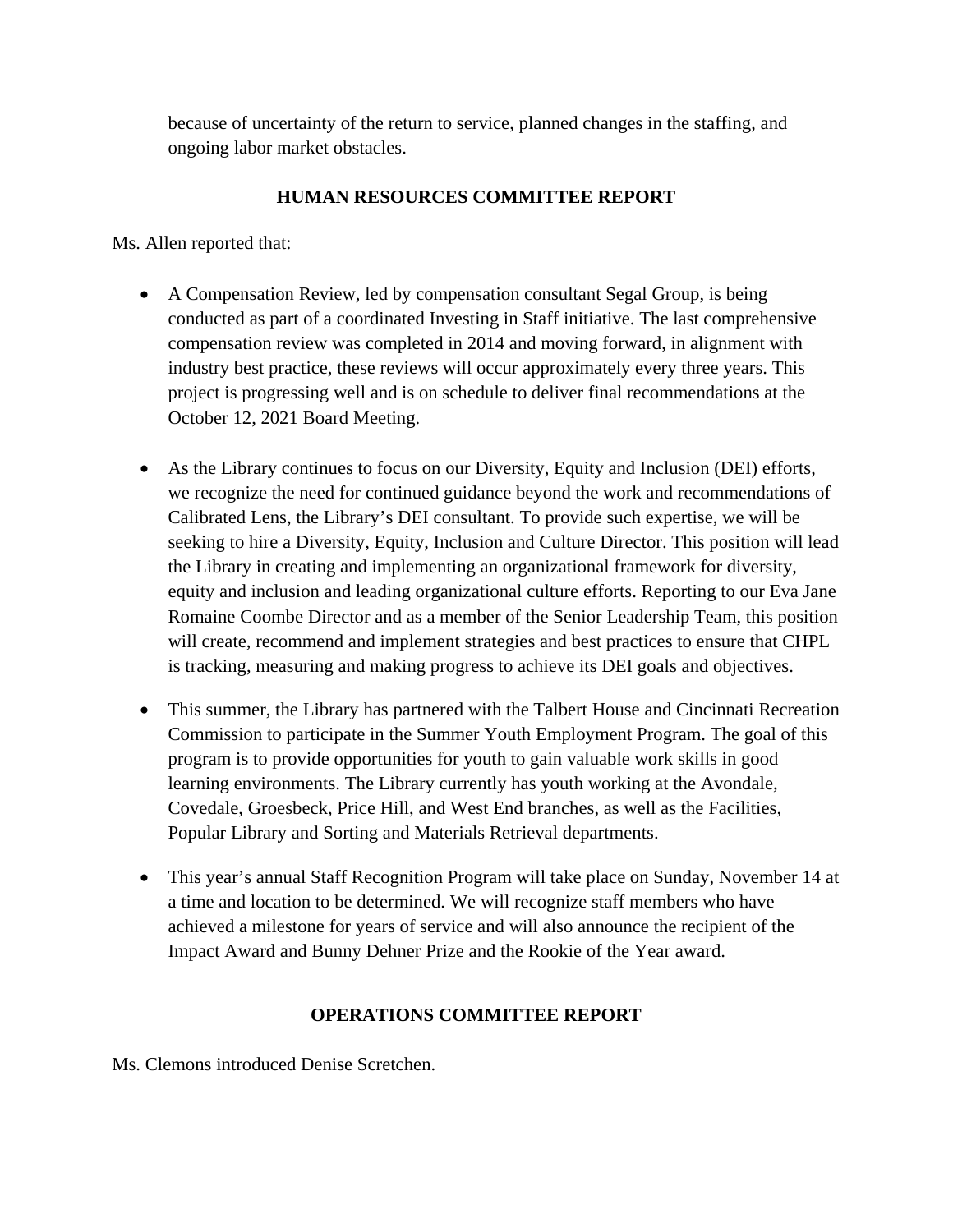because of uncertainty of the return to service, planned changes in the staffing, and ongoing labor market obstacles.

## HUMAN RESOURCES COMMITTEE REPORT

Ms. Allen reported that:

- A Compensation Review, led by compensation consultant Segal Group, is being conducted as part of a coordinated Investing in Staff initiative. The last comprehensive compensation review was completed in 2014 and moving forward, in alignment with industry best practice, these reviews will occur approximately every three years. This project is progressing well and is on schedule to deliver final recommendations at the October 12, 2021 Board Meeting.

- As the Library continues to focus on our Diversity, Equity and Inclusion (DEI) efforts, we recognize the need for continued guidance beyond the work and recommendations of Calibrated Lens, the Library's DEI consultant. To provide such expertise, we will be seeking to hire a Diversity, Equity, Inclusion and Culture Director. This position will lead the Library in creating and implementing an organizational framework for diversity, equity and inclusion and leading organizational culture efforts. Reporting to our Eva Jane Romaine Coombe Director and as a member of the Senior Leadership Team, this position will create, recommend and implement strategies and best practices to ensure that CHPL is tracking, measuring and making progress to achieve its DEI goals and objectives.

- This summer, the Library has partnered with the Talbert House and Cincinnati Recreation Commission to participate in the Summer Youth Employment Program. The goal of this program is to provide opportunities for youth to gain valuable work skills in good learning environments. The Library currently has youth working at the Avondale, Covedale, Groesbeck, Price Hill, and West End branches, as well as the Facilities, Popular Library and Sorting and Materials Retrieval departments.

- This year's annual Staff Recognition Program will take place on Sunday, November 14 at a time and location to be determined. We will recognize staff members who have achieved a milestone for years of service and will also announce the recipient of the Impact Award and Bunny Dehner Prize and the Rookie of the Year award.

## OPERATIONS COMMITTEE REPORT

Ms. Clemons introduced Denise Scretchen.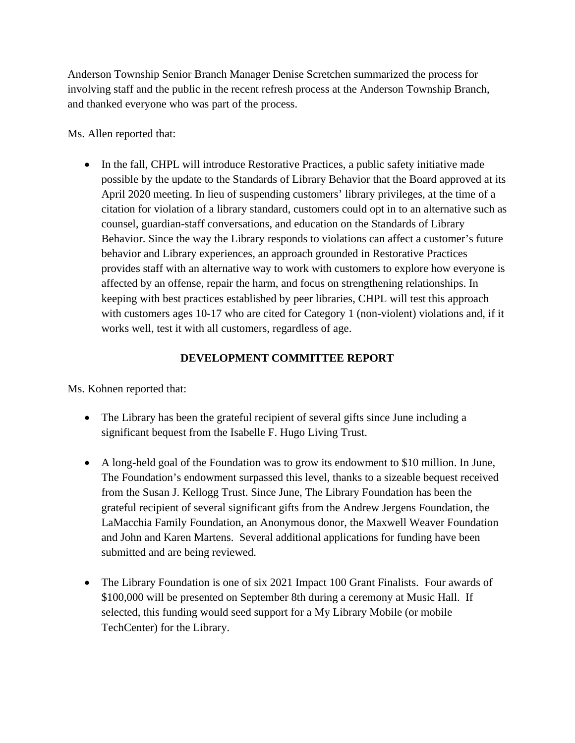Anderson Township Senior Branch Manager Denise Scretchen summarized the process for involving staff and the public in the recent refresh process at the Anderson Township Branch, and thanked everyone who was part of the process.

Ms. Allen reported that:

- In the fall, CHPL will introduce Restorative Practices, a public safety initiative made possible by the update to the Standards of Library Behavior that the Board approved at its April 2020 meeting. In lieu of suspending customers' library privileges, at the time of a citation for violation of a library standard, customers could opt in to an alternative such as counsel, guardian-staff conversations, and education on the Standards of Library Behavior. Since the way the Library responds to violations can affect a customer's future behavior and Library experiences, an approach grounded in Restorative Practices provides staff with an alternative way to work with customers to explore how everyone is affected by an offense, repair the harm, and focus on strengthening relationships. In keeping with best practices established by peer libraries, CHPL will test this approach with customers ages 10-17 who are cited for Category 1 (non-violent) violations and, if it works well, test it with all customers, regardless of age.

## DEVELOPMENT COMMITTEE REPORT

Ms. Kohnen reported that:

- The Library has been the grateful recipient of several gifts since June including a significant bequest from the Isabelle F. Hugo Living Trust.

- A long-held goal of the Foundation was to grow its endowment to $10 million. In June, The Foundation's endowment surpassed this level, thanks to a sizeable bequest received from the Susan J. Kellogg Trust. Since June, The Library Foundation has been the grateful recipient of several significant gifts from the Andrew Jergens Foundation, the LaMacchia Family Foundation, an Anonymous donor, the Maxwell Weaver Foundation and John and Karen Martens. Several additional applications for funding have been submitted and are being reviewed.

- The Library Foundation is one of six 2021 Impact 100 Grant Finalists. Four awards of $100,000 will be presented on September 8th during a ceremony at Music Hall. If selected, this funding would seed support for a My Library Mobile (or mobile TechCenter) for the Library.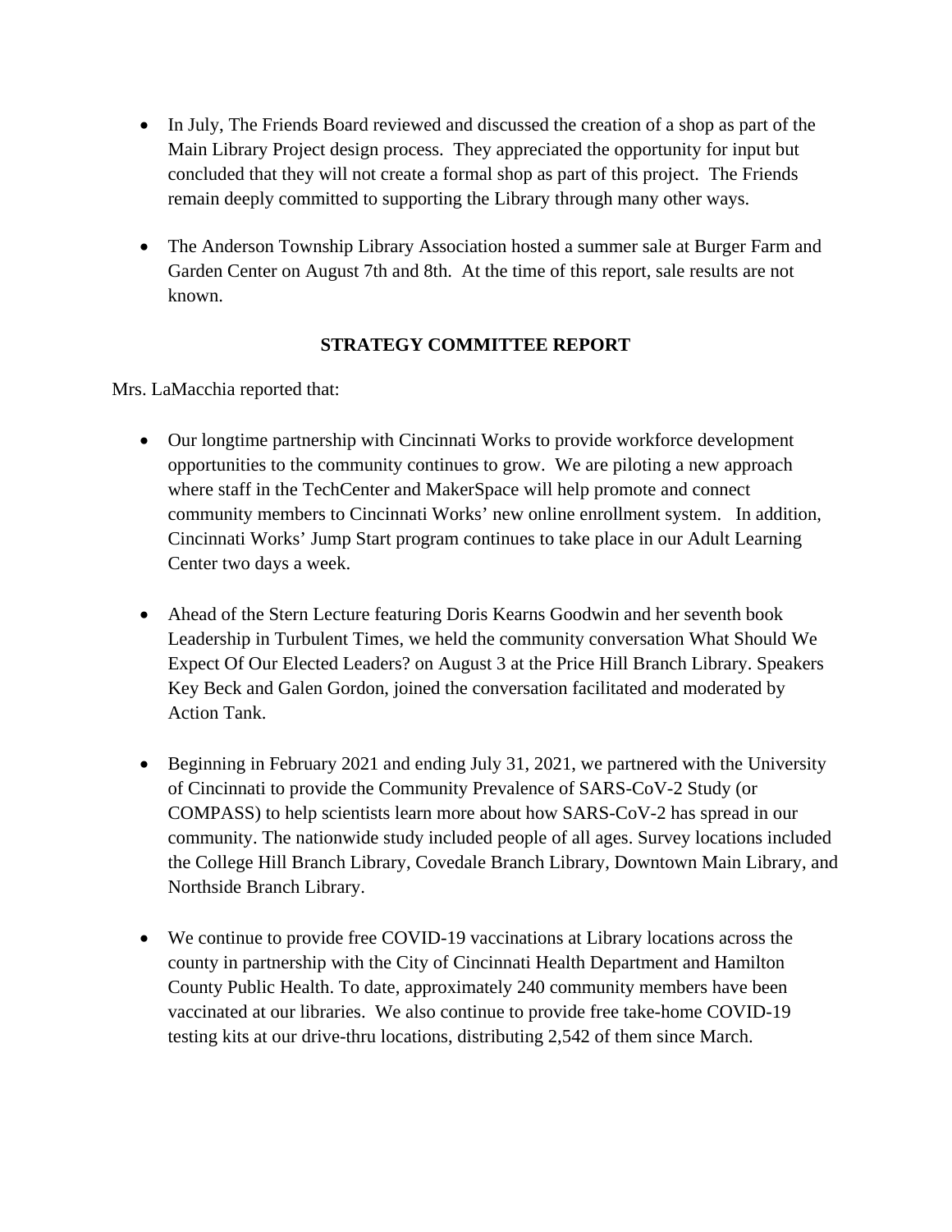- In July, The Friends Board reviewed and discussed the creation of a shop as part of the Main Library Project design process. They appreciated the opportunity for input but concluded that they will not create a formal shop as part of this project. The Friends remain deeply committed to supporting the Library through many other ways.

- The Anderson Township Library Association hosted a summer sale at Burger Farm and Garden Center on August 7th and 8th. At the time of this report, sale results are not known.

## STRATEGY COMMITTEE REPORT

Mrs. LaMacchia reported that:

- Our longtime partnership with Cincinnati Works to provide workforce development opportunities to the community continues to grow. We are piloting a new approach where staff in the TechCenter and MakerSpace will help promote and connect community members to Cincinnati Works' new online enrollment system. In addition, Cincinnati Works' Jump Start program continues to take place in our Adult Learning Center two days a week.

- Ahead of the Stern Lecture featuring Doris Kearns Goodwin and her seventh book Leadership in Turbulent Times, we held the community conversation What Should We Expect Of Our Elected Leaders? on August 3 at the Price Hill Branch Library. Speakers Key Beck and Galen Gordon, joined the conversation facilitated and moderated by Action Tank.

- Beginning in February 2021 and ending July 31, 2021, we partnered with the University of Cincinnati to provide the Community Prevalence of SARS-CoV-2 Study (or COMPASS) to help scientists learn more about how SARS-CoV-2 has spread in our community. The nationwide study included people of all ages. Survey locations included the College Hill Branch Library, Covedale Branch Library, Downtown Main Library, and Northside Branch Library.

- We continue to provide free COVID-19 vaccinations at Library locations across the county in partnership with the City of Cincinnati Health Department and Hamilton County Public Health. To date, approximately 240 community members have been vaccinated at our libraries. We also continue to provide free take-home COVID-19 testing kits at our drive-thru locations, distributing 2,542 of them since March.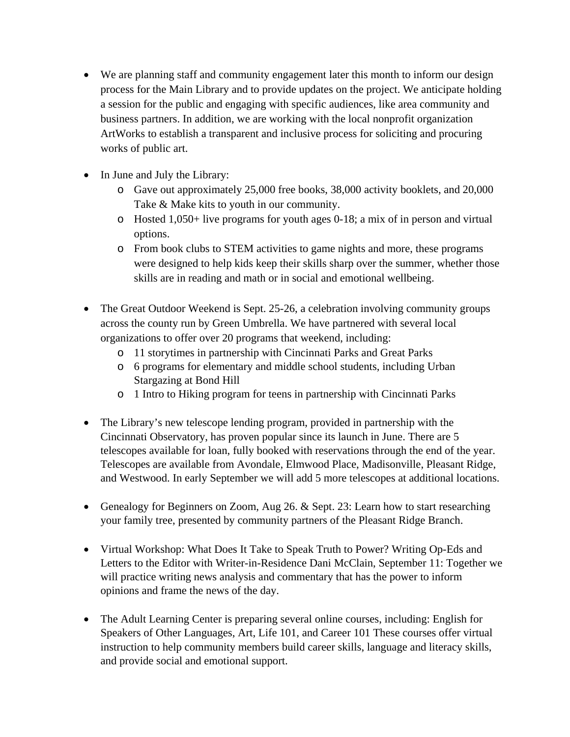- We are planning staff and community engagement later this month to inform our design process for the Main Library and to provide updates on the project. We anticipate holding a session for the public and engaging with specific audiences, like area community and business partners. In addition, we are working with the local nonprofit organization ArtWorks to establish a transparent and inclusive process for soliciting and procuring works of public art.

- In June and July the Library:
  - Gave out approximately 25,000 free books, 38,000 activity booklets, and 20,000 Take & Make kits to youth in our community.
  - Hosted 1,050+ live programs for youth ages 0-18; a mix of in person and virtual options.
  - From book clubs to STEM activities to game nights and more, these programs were designed to help kids keep their skills sharp over the summer, whether those skills are in reading and math or in social and emotional wellbeing.

- The Great Outdoor Weekend is Sept. 25-26, a celebration involving community groups across the county run by Green Umbrella. We have partnered with several local organizations to offer over 20 programs that weekend, including:
  - 11 storytimes in partnership with Cincinnati Parks and Great Parks
  - 6 programs for elementary and middle school students, including Urban Stargazing at Bond Hill
  - 1 Intro to Hiking program for teens in partnership with Cincinnati Parks

- The Library's new telescope lending program, provided in partnership with the Cincinnati Observatory, has proven popular since its launch in June. There are 5 telescopes available for loan, fully booked with reservations through the end of the year. Telescopes are available from Avondale, Elmwood Place, Madisonville, Pleasant Ridge, and Westwood. In early September we will add 5 more telescopes at additional locations.

- Genealogy for Beginners on Zoom, Aug 26. & Sept. 23: Learn how to start researching your family tree, presented by community partners of the Pleasant Ridge Branch.

- Virtual Workshop: What Does It Take to Speak Truth to Power? Writing Op-Eds and Letters to the Editor with Writer-in-Residence Dani McClain, September 11: Together we will practice writing news analysis and commentary that has the power to inform opinions and frame the news of the day.

- The Adult Learning Center is preparing several online courses, including: English for Speakers of Other Languages, Art, Life 101, and Career 101 These courses offer virtual instruction to help community members build career skills, language and literacy skills, and provide social and emotional support.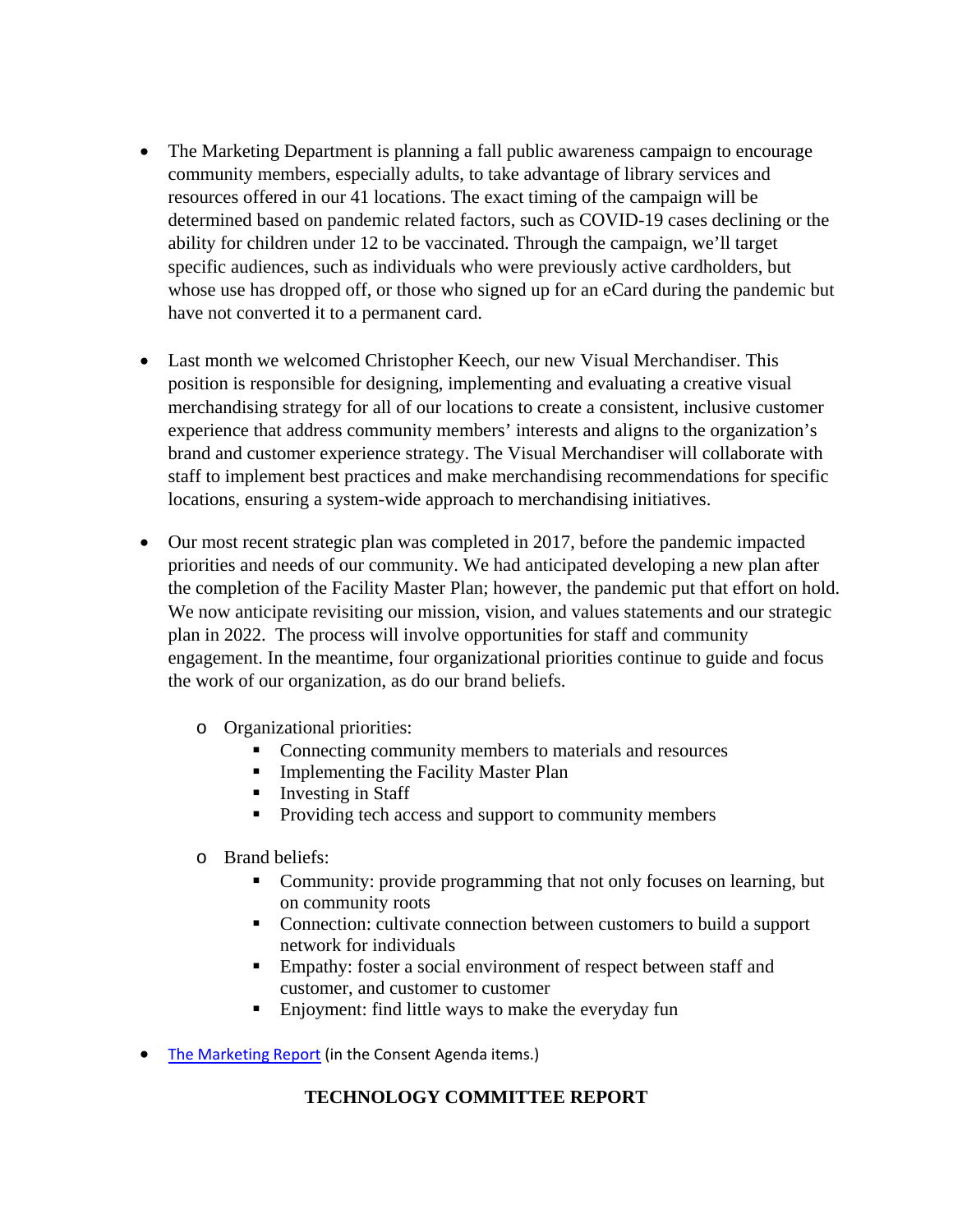- The Marketing Department is planning a fall public awareness campaign to encourage community members, especially adults, to take advantage of library services and resources offered in our 41 locations. The exact timing of the campaign will be determined based on pandemic related factors, such as COVID-19 cases declining or the ability for children under 12 to be vaccinated. Through the campaign, we'll target specific audiences, such as individuals who were previously active cardholders, but whose use has dropped off, or those who signed up for an eCard during the pandemic but have not converted it to a permanent card.

- Last month we welcomed Christopher Keech, our new Visual Merchandiser. This position is responsible for designing, implementing and evaluating a creative visual merchandising strategy for all of our locations to create a consistent, inclusive customer experience that address community members' interests and aligns to the organization's brand and customer experience strategy. The Visual Merchandiser will collaborate with staff to implement best practices and make merchandising recommendations for specific locations, ensuring a system-wide approach to merchandising initiatives.

- Our most recent strategic plan was completed in 2017, before the pandemic impacted priorities and needs of our community. We had anticipated developing a new plan after the completion of the Facility Master Plan; however, the pandemic put that effort on hold. We now anticipate revisiting our mission, vision, and values statements and our strategic plan in 2022. The process will involve opportunities for staff and community engagement. In the meantime, four organizational priorities continue to guide and focus the work of our organization, as do our brand beliefs.

  - Organizational priorities:
    - Connecting community members to materials and resources
    - Implementing the Facility Master Plan
    - Investing in Staff
    - Providing tech access and support to community members

  - Brand beliefs:
    - Community: provide programming that not only focuses on learning, but on community roots
    - Connection: cultivate connection between customers to build a support network for individuals
    - Empathy: foster a social environment of respect between staff and customer, and customer to customer
    - Enjoyment: find little ways to make the everyday fun

- The Marketing Report (in the Consent Agenda items.)

## TECHNOLOGY COMMITTEE REPORT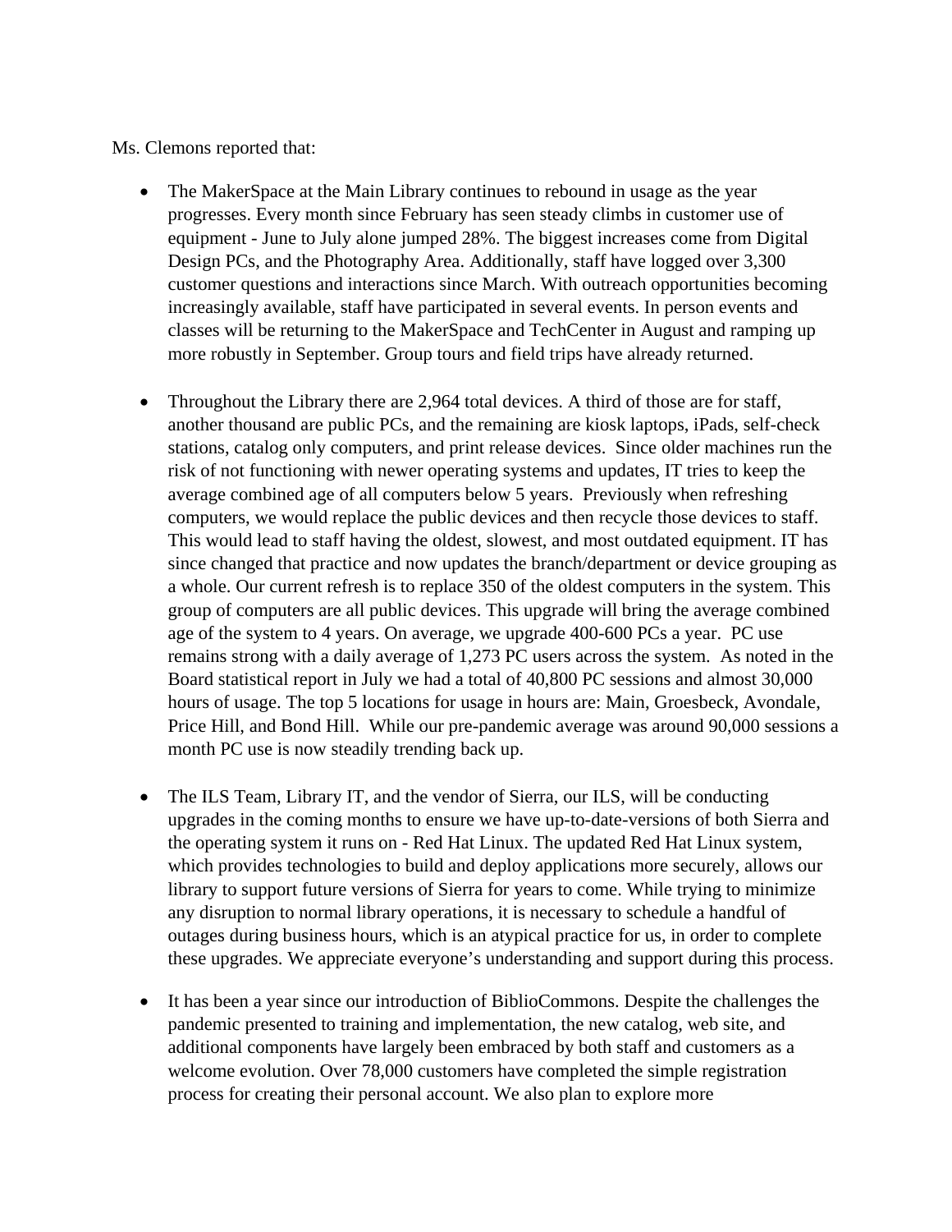Ms. Clemons reported that:

- The MakerSpace at the Main Library continues to rebound in usage as the year progresses. Every month since February has seen steady climbs in customer use of equipment - June to July alone jumped 28%. The biggest increases come from Digital Design PCs, and the Photography Area. Additionally, staff have logged over 3,300 customer questions and interactions since March. With outreach opportunities becoming increasingly available, staff have participated in several events. In person events and classes will be returning to the MakerSpace and TechCenter in August and ramping up more robustly in September. Group tours and field trips have already returned.

- Throughout the Library there are 2,964 total devices. A third of those are for staff, another thousand are public PCs, and the remaining are kiosk laptops, iPads, self-check stations, catalog only computers, and print release devices. Since older machines run the risk of not functioning with newer operating systems and updates, IT tries to keep the average combined age of all computers below 5 years. Previously when refreshing computers, we would replace the public devices and then recycle those devices to staff. This would lead to staff having the oldest, slowest, and most outdated equipment. IT has since changed that practice and now updates the branch/department or device grouping as a whole. Our current refresh is to replace 350 of the oldest computers in the system. This group of computers are all public devices. This upgrade will bring the average combined age of the system to 4 years. On average, we upgrade 400-600 PCs a year. PC use remains strong with a daily average of 1,273 PC users across the system. As noted in the Board statistical report in July we had a total of 40,800 PC sessions and almost 30,000 hours of usage. The top 5 locations for usage in hours are: Main, Groesbeck, Avondale, Price Hill, and Bond Hill. While our pre-pandemic average was around 90,000 sessions a month PC use is now steadily trending back up.

- The ILS Team, Library IT, and the vendor of Sierra, our ILS, will be conducting upgrades in the coming months to ensure we have up-to-date-versions of both Sierra and the operating system it runs on - Red Hat Linux. The updated Red Hat Linux system, which provides technologies to build and deploy applications more securely, allows our library to support future versions of Sierra for years to come. While trying to minimize any disruption to normal library operations, it is necessary to schedule a handful of outages during business hours, which is an atypical practice for us, in order to complete these upgrades. We appreciate everyone's understanding and support during this process.

- It has been a year since our introduction of BiblioCommons. Despite the challenges the pandemic presented to training and implementation, the new catalog, web site, and additional components have largely been embraced by both staff and customers as a welcome evolution. Over 78,000 customers have completed the simple registration process for creating their personal account. We also plan to explore more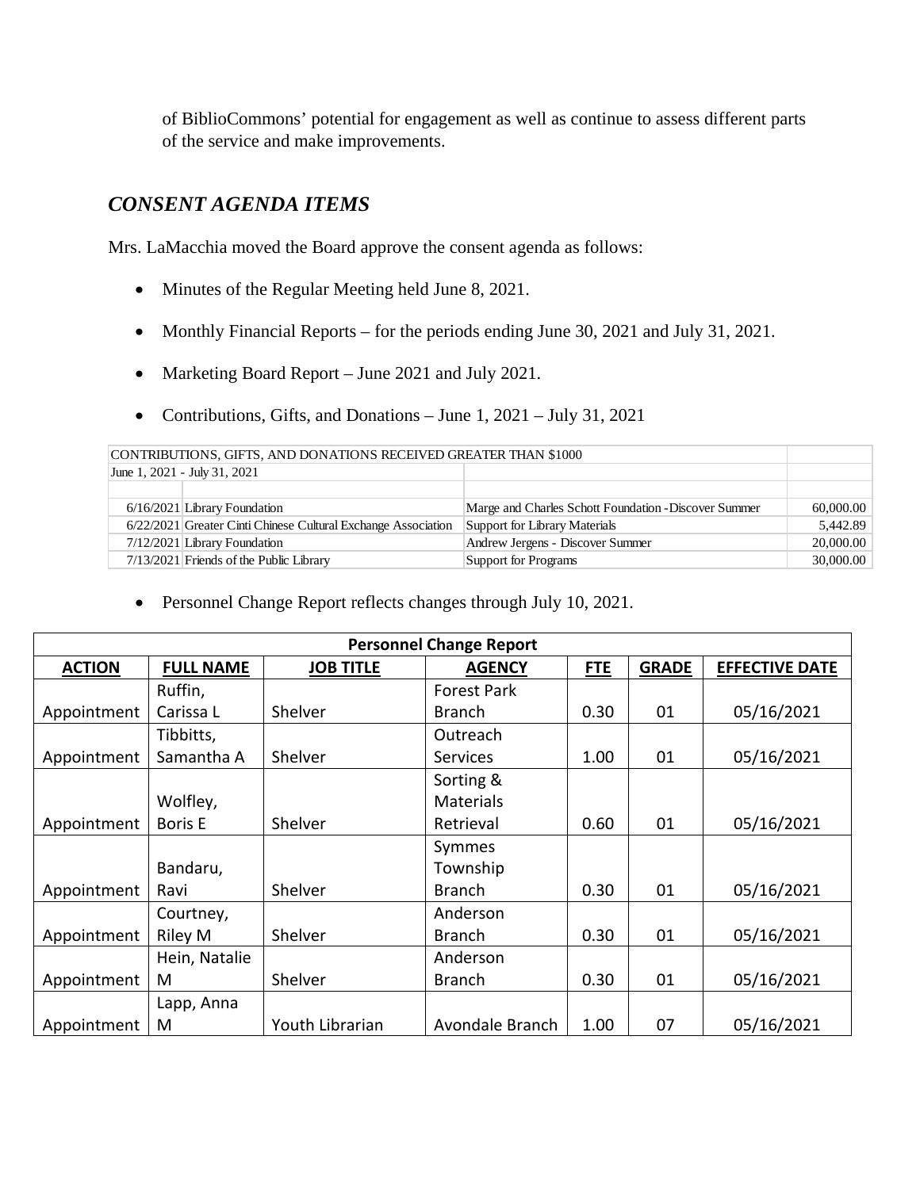of BiblioCommons' potential for engagement as well as continue to assess different parts of the service and make improvements.

## *CONSENT AGENDA ITEMS*

Mrs. LaMacchia moved the Board approve the consent agenda as follows:

- Minutes of the Regular Meeting held June 8, 2021.
- Monthly Financial Reports – for the periods ending June 30, 2021 and July 31, 2021.
- Marketing Board Report – June 2021 and July 2021.
- Contributions, Gifts, and Donations – June 1, 2021 – July 31, 2021

| CONTRIBUTIONS, GIFTS, AND DONATIONS RECEIVED GREATER THAN $1000 | | | |
|---|---|---|---|
| June 1, 2021 - July 31, 2021 | | | |
| 6/16/2021 | Library Foundation | Marge and Charles Schott Foundation -Discover Summer | 60,000.00 |
| 6/22/2021 | Greater Cinti Chinese Cultural Exchange Association | Support for Library Materials | 5,442.89 |
| 7/12/2021 | Library Foundation | Andrew Jergens - Discover Summer | 20,000.00 |
| 7/13/2021 | Friends of the Public Library | Support for Programs | 30,000.00 |

- Personnel Change Report reflects changes through July 10, 2021.

| Personnel Change Report | | | | | | |
|---|---|---|---|---|---|---|
| **ACTION** | **FULL NAME** | **JOB TITLE** | **AGENCY** | **FTE** | **GRADE** | **EFFECTIVE DATE** |
| Appointment | Ruffin, Carissa L | Shelver | Forest Park Branch | 0.30 | 01 | 05/16/2021 |
| Appointment | Tibbitts, Samantha A | Shelver | Outreach Services | 1.00 | 01 | 05/16/2021 |
| Appointment | Wolfley, Boris E | Shelver | Sorting & Materials Retrieval | 0.60 | 01 | 05/16/2021 |
| Appointment | Bandaru, Ravi | Shelver | Symmes Township Branch | 0.30 | 01 | 05/16/2021 |
| Appointment | Courtney, Riley M | Shelver | Anderson Branch | 0.30 | 01 | 05/16/2021 |
| Appointment | Hein, Natalie M | Shelver | Anderson Branch | 0.30 | 01 | 05/16/2021 |
| Appointment | Lapp, Anna M | Youth Librarian | Avondale Branch | 1.00 | 07 | 05/16/2021 |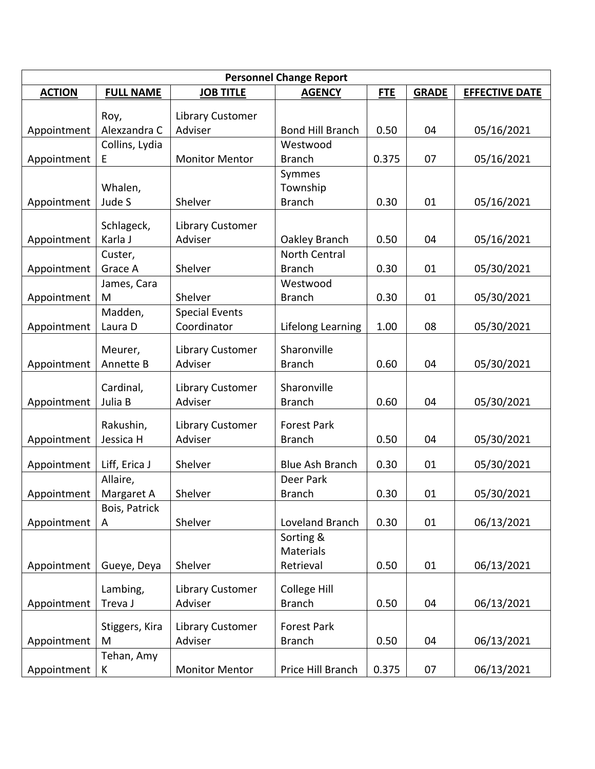| Personnel Change Report | | | | | | |
|---|---|---|---|---|---|---|
| **ACTION** | **FULL NAME** | **JOB TITLE** | **AGENCY** | **FTE** | **GRADE** | **EFFECTIVE DATE** |
| Appointment | Roy, Alexzandra C | Library Customer Adviser | Bond Hill Branch | 0.50 | 04 | 05/16/2021 |
| Appointment | Collins, Lydia E | Monitor Mentor | Westwood Branch | 0.375 | 07 | 05/16/2021 |
| Appointment | Whalen, Jude S | Shelver | Symmes Township Branch | 0.30 | 01 | 05/16/2021 |
| Appointment | Schlageck, Karla J | Library Customer Adviser | Oakley Branch | 0.50 | 04 | 05/16/2021 |
| Appointment | Custer, Grace A | Shelver | North Central Branch | 0.30 | 01 | 05/30/2021 |
| Appointment | James, Cara M | Shelver | Westwood Branch | 0.30 | 01 | 05/30/2021 |
| Appointment | Madden, Laura D | Special Events Coordinator | Lifelong Learning | 1.00 | 08 | 05/30/2021 |
| Appointment | Meurer, Annette B | Library Customer Adviser | Sharonville Branch | 0.60 | 04 | 05/30/2021 |
| Appointment | Cardinal, Julia B | Library Customer Adviser | Sharonville Branch | 0.60 | 04 | 05/30/2021 |
| Appointment | Rakushin, Jessica H | Library Customer Adviser | Forest Park Branch | 0.50 | 04 | 05/30/2021 |
| Appointment | Liff, Erica J | Shelver | Blue Ash Branch | 0.30 | 01 | 05/30/2021 |
| Appointment | Allaire, Margaret A | Shelver | Deer Park Branch | 0.30 | 01 | 05/30/2021 |
| Appointment | Bois, Patrick A | Shelver | Loveland Branch | 0.30 | 01 | 06/13/2021 |
| Appointment | Gueye, Deya | Shelver | Sorting & Materials Retrieval | 0.50 | 01 | 06/13/2021 |
| Appointment | Lambing, Treva J | Library Customer Adviser | College Hill Branch | 0.50 | 04 | 06/13/2021 |
| Appointment | Stiggers, Kira M | Library Customer Adviser | Forest Park Branch | 0.50 | 04 | 06/13/2021 |
| Appointment | Tehan, Amy K | Monitor Mentor | Price Hill Branch | 0.375 | 07 | 06/13/2021 |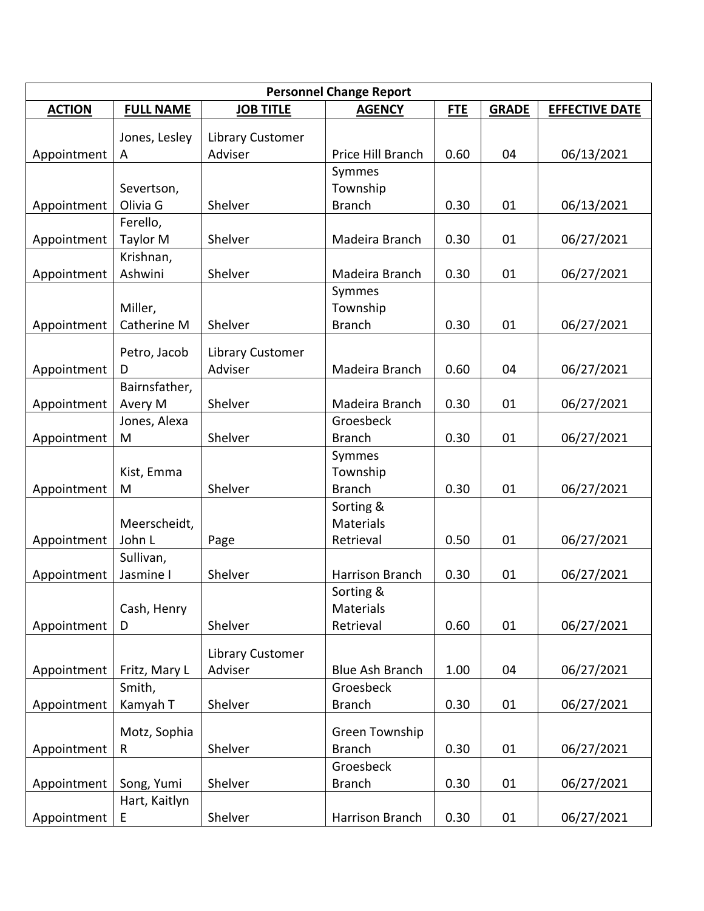| Personnel Change Report | | | | | | |
|---|---|---|---|---|---|---|
| **ACTION** | **FULL NAME** | **JOB TITLE** | **AGENCY** | **FTE** | **GRADE** | **EFFECTIVE DATE** |
| Appointment | Jones, Lesley A | Library Customer Adviser | Price Hill Branch | 0.60 | 04 | 06/13/2021 |
| Appointment | Severtson, Olivia G | Shelver | Symmes Township Branch | 0.30 | 01 | 06/13/2021 |
| Appointment | Ferello, Taylor M | Shelver | Madeira Branch | 0.30 | 01 | 06/27/2021 |
| Appointment | Krishnan, Ashwini | Shelver | Madeira Branch | 0.30 | 01 | 06/27/2021 |
| Appointment | Miller, Catherine M | Shelver | Symmes Township Branch | 0.30 | 01 | 06/27/2021 |
| Appointment | Petro, Jacob D | Library Customer Adviser | Madeira Branch | 0.60 | 04 | 06/27/2021 |
| Appointment | Bairnsfather, Avery M | Shelver | Madeira Branch | 0.30 | 01 | 06/27/2021 |
| Appointment | Jones, Alexa M | Shelver | Groesbeck Branch | 0.30 | 01 | 06/27/2021 |
| Appointment | Kist, Emma M | Shelver | Symmes Township Branch | 0.30 | 01 | 06/27/2021 |
| Appointment | Meerscheidt, John L | Page | Sorting & Materials Retrieval | 0.50 | 01 | 06/27/2021 |
| Appointment | Sullivan, Jasmine I | Shelver | Harrison Branch | 0.30 | 01 | 06/27/2021 |
| Appointment | Cash, Henry D | Shelver | Sorting & Materials Retrieval | 0.60 | 01 | 06/27/2021 |
| Appointment | Fritz, Mary L | Library Customer Adviser | Blue Ash Branch | 1.00 | 04 | 06/27/2021 |
| Appointment | Smith, Kamyah T | Shelver | Groesbeck Branch | 0.30 | 01 | 06/27/2021 |
| Appointment | Motz, Sophia R | Shelver | Green Township Branch | 0.30 | 01 | 06/27/2021 |
| Appointment | Song, Yumi | Shelver | Groesbeck Branch | 0.30 | 01 | 06/27/2021 |
| Appointment | Hart, Kaitlyn E | Shelver | Harrison Branch | 0.30 | 01 | 06/27/2021 |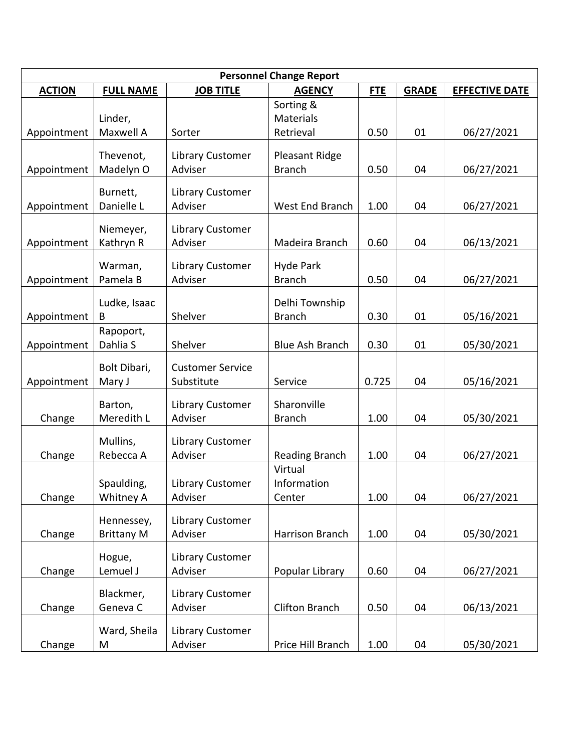| Personnel Change Report | | | | | | |
|---|---|---|---|---|---|---|
| **ACTION** | **FULL NAME** | **JOB TITLE** | **AGENCY** | **FTE** | **GRADE** | **EFFECTIVE DATE** |
| Appointment | Linder, Maxwell A | Sorter | Sorting & Materials Retrieval | 0.50 | 01 | 06/27/2021 |
| Appointment | Thevenot, Madelyn O | Library Customer Adviser | Pleasant Ridge Branch | 0.50 | 04 | 06/27/2021 |
| Appointment | Burnett, Danielle L | Library Customer Adviser | West End Branch | 1.00 | 04 | 06/27/2021 |
| Appointment | Niemeyer, Kathryn R | Library Customer Adviser | Madeira Branch | 0.60 | 04 | 06/13/2021 |
| Appointment | Warman, Pamela B | Library Customer Adviser | Hyde Park Branch | 0.50 | 04 | 06/27/2021 |
| Appointment | Ludke, Isaac B | Shelver | Delhi Township Branch | 0.30 | 01 | 05/16/2021 |
| Appointment | Rapoport, Dahlia S | Shelver | Blue Ash Branch | 0.30 | 01 | 05/30/2021 |
| Appointment | Bolt Dibari, Mary J | Customer Service Substitute | Service | 0.725 | 04 | 05/16/2021 |
| Change | Barton, Meredith L | Library Customer Adviser | Sharonville Branch | 1.00 | 04 | 05/30/2021 |
| Change | Mullins, Rebecca A | Library Customer Adviser | Reading Branch | 1.00 | 04 | 06/27/2021 |
| Change | Spaulding, Whitney A | Library Customer Adviser | Virtual Information Center | 1.00 | 04 | 06/27/2021 |
| Change | Hennessey, Brittany M | Library Customer Adviser | Harrison Branch | 1.00 | 04 | 05/30/2021 |
| Change | Hogue, Lemuel J | Library Customer Adviser | Popular Library | 0.60 | 04 | 06/27/2021 |
| Change | Blackmer, Geneva C | Library Customer Adviser | Clifton Branch | 0.50 | 04 | 06/13/2021 |
| Change | Ward, Sheila M | Library Customer Adviser | Price Hill Branch | 1.00 | 04 | 05/30/2021 |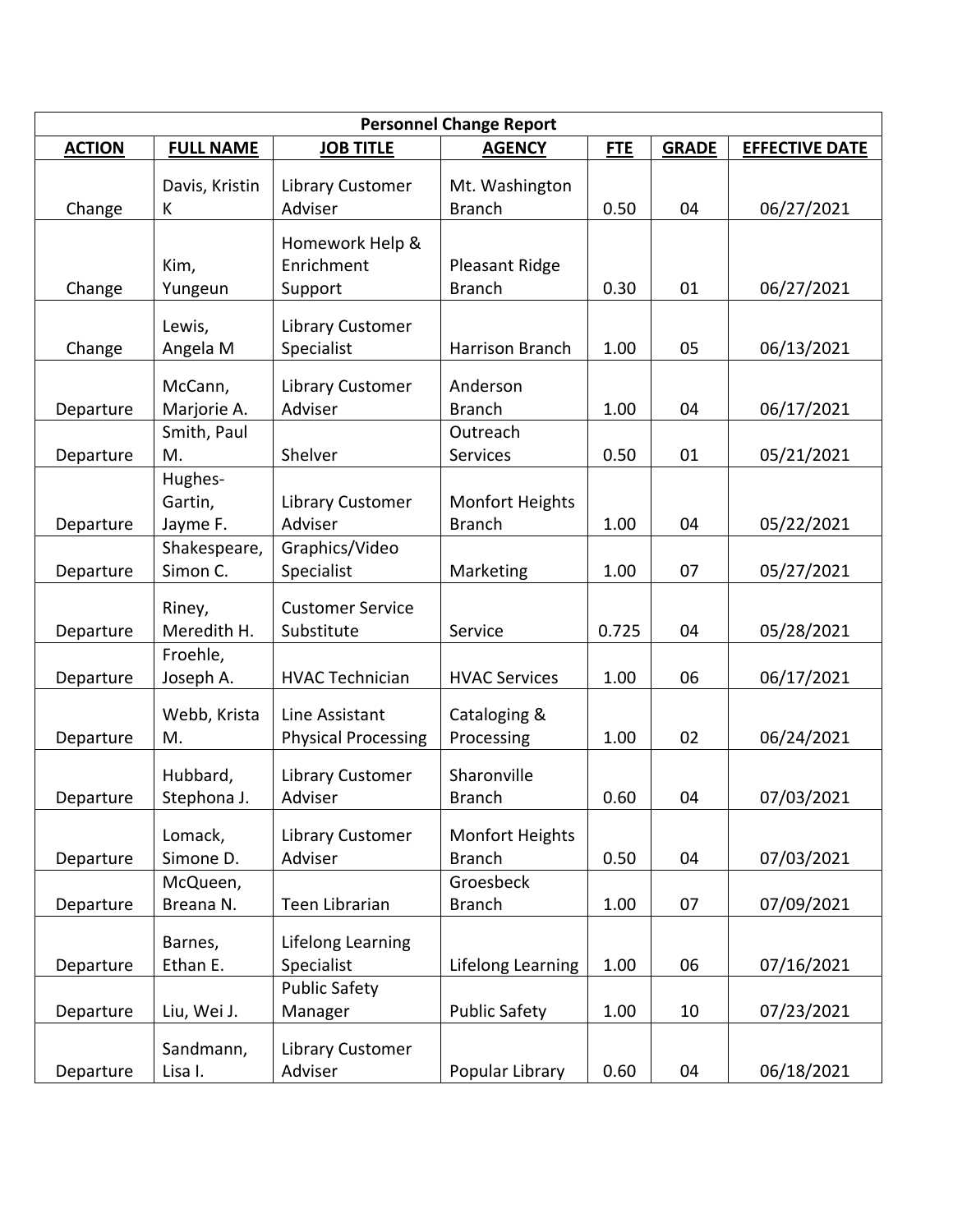| Personnel Change Report | | | | | | |
|---|---|---|---|---|---|---|
| **ACTION** | **FULL NAME** | **JOB TITLE** | **AGENCY** | **FTE** | **GRADE** | **EFFECTIVE DATE** |
| Change | Davis, Kristin K | Library Customer Adviser | Mt. Washington Branch | 0.50 | 04 | 06/27/2021 |
| Change | Kim, Yungeun | Homework Help & Enrichment Support | Pleasant Ridge Branch | 0.30 | 01 | 06/27/2021 |
| Change | Lewis, Angela M | Library Customer Specialist | Harrison Branch | 1.00 | 05 | 06/13/2021 |
| Departure | McCann, Marjorie A. | Library Customer Adviser | Anderson Branch | 1.00 | 04 | 06/17/2021 |
| Departure | Smith, Paul M. | Shelver | Outreach Services | 0.50 | 01 | 05/21/2021 |
| Departure | Hughes-Gartin, Jayme F. | Library Customer Adviser | Monfort Heights Branch | 1.00 | 04 | 05/22/2021 |
| Departure | Shakespeare, Simon C. | Graphics/Video Specialist | Marketing | 1.00 | 07 | 05/27/2021 |
| Departure | Riney, Meredith H. | Customer Service Substitute | Service | 0.725 | 04 | 05/28/2021 |
| Departure | Froehle, Joseph A. | HVAC Technician | HVAC Services | 1.00 | 06 | 06/17/2021 |
| Departure | Webb, Krista M. | Line Assistant Physical Processing | Cataloging & Processing | 1.00 | 02 | 06/24/2021 |
| Departure | Hubbard, Stephona J. | Library Customer Adviser | Sharonville Branch | 0.60 | 04 | 07/03/2021 |
| Departure | Lomack, Simone D. | Library Customer Adviser | Monfort Heights Branch | 0.50 | 04 | 07/03/2021 |
| Departure | McQueen, Breana N. | Teen Librarian | Groesbeck Branch | 1.00 | 07 | 07/09/2021 |
| Departure | Barnes, Ethan E. | Lifelong Learning Specialist | Lifelong Learning | 1.00 | 06 | 07/16/2021 |
| Departure | Liu, Wei J. | Public Safety Manager | Public Safety | 1.00 | 10 | 07/23/2021 |
| Departure | Sandmann, Lisa I. | Library Customer Adviser | Popular Library | 0.60 | 04 | 06/18/2021 |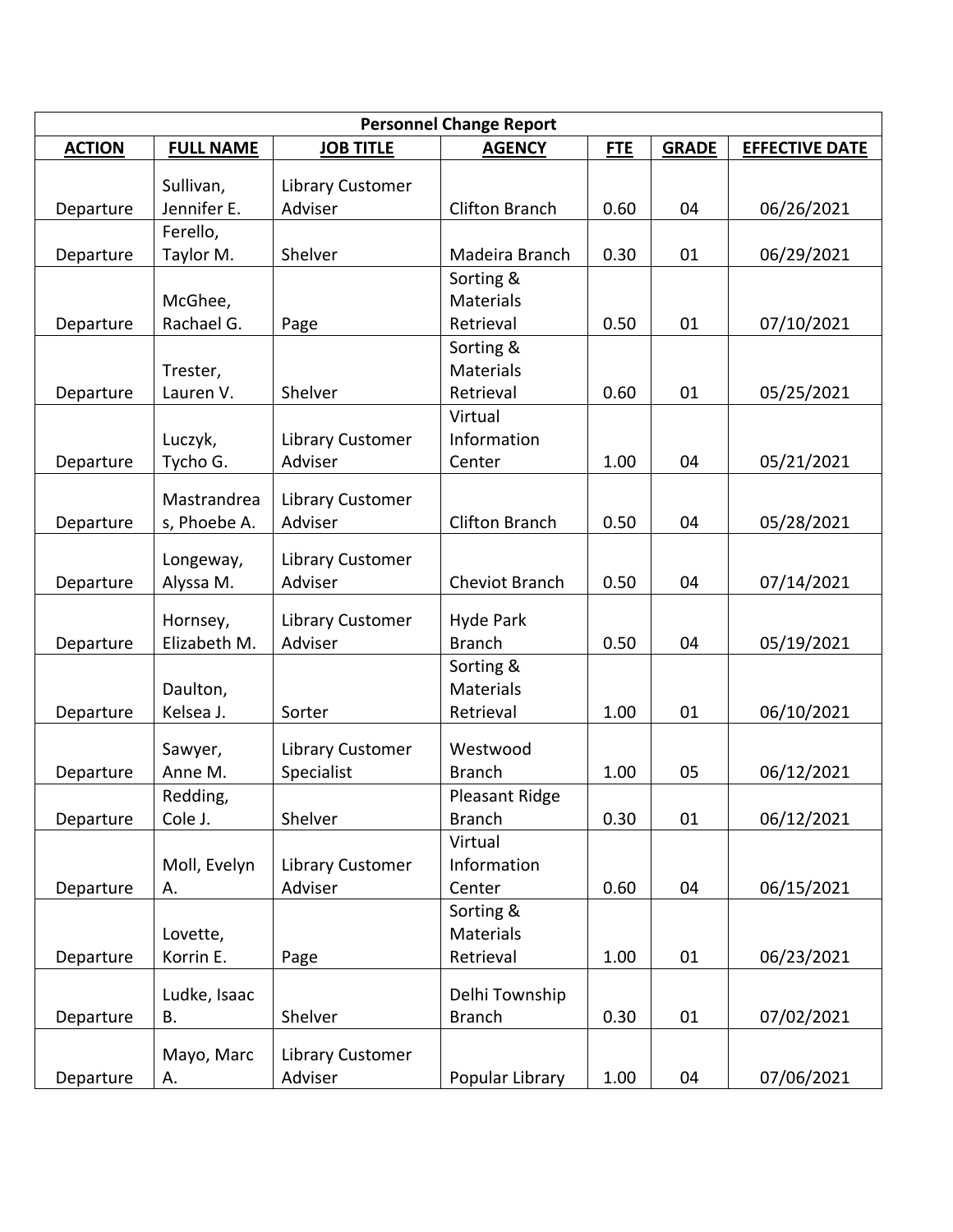| Personnel Change Report | | | | | | |
|---|---|---|---|---|---|---|
| **ACTION** | **FULL NAME** | **JOB TITLE** | **AGENCY** | **FTE** | **GRADE** | **EFFECTIVE DATE** |
| Departure | Sullivan, Jennifer E. | Library Customer Adviser | Clifton Branch | 0.60 | 04 | 06/26/2021 |
| Departure | Ferello, Taylor M. | Shelver | Madeira Branch | 0.30 | 01 | 06/29/2021 |
| Departure | McGhee, Rachael G. | Page | Sorting & Materials Retrieval | 0.50 | 01 | 07/10/2021 |
| Departure | Trester, Lauren V. | Shelver | Sorting & Materials Retrieval | 0.60 | 01 | 05/25/2021 |
| Departure | Luczyk, Tycho G. | Library Customer Adviser | Virtual Information Center | 1.00 | 04 | 05/21/2021 |
| Departure | Mastrandreas, Phoebe A. | Library Customer Adviser | Clifton Branch | 0.50 | 04 | 05/28/2021 |
| Departure | Longeway, Alyssa M. | Library Customer Adviser | Cheviot Branch | 0.50 | 04 | 07/14/2021 |
| Departure | Hornsey, Elizabeth M. | Library Customer Adviser | Hyde Park Branch | 0.50 | 04 | 05/19/2021 |
| Departure | Daulton, Kelsea J. | Sorter | Sorting & Materials Retrieval | 1.00 | 01 | 06/10/2021 |
| Departure | Sawyer, Anne M. | Library Customer Specialist | Westwood Branch | 1.00 | 05 | 06/12/2021 |
| Departure | Redding, Cole J. | Shelver | Pleasant Ridge Branch | 0.30 | 01 | 06/12/2021 |
| Departure | Moll, Evelyn A. | Library Customer Adviser | Virtual Information Center | 0.60 | 04 | 06/15/2021 |
| Departure | Lovette, Korrin E. | Page | Sorting & Materials Retrieval | 1.00 | 01 | 06/23/2021 |
| Departure | Ludke, Isaac B. | Shelver | Delhi Township Branch | 0.30 | 01 | 07/02/2021 |
| Departure | Mayo, Marc A. | Library Customer Adviser | Popular Library | 1.00 | 04 | 07/06/2021 |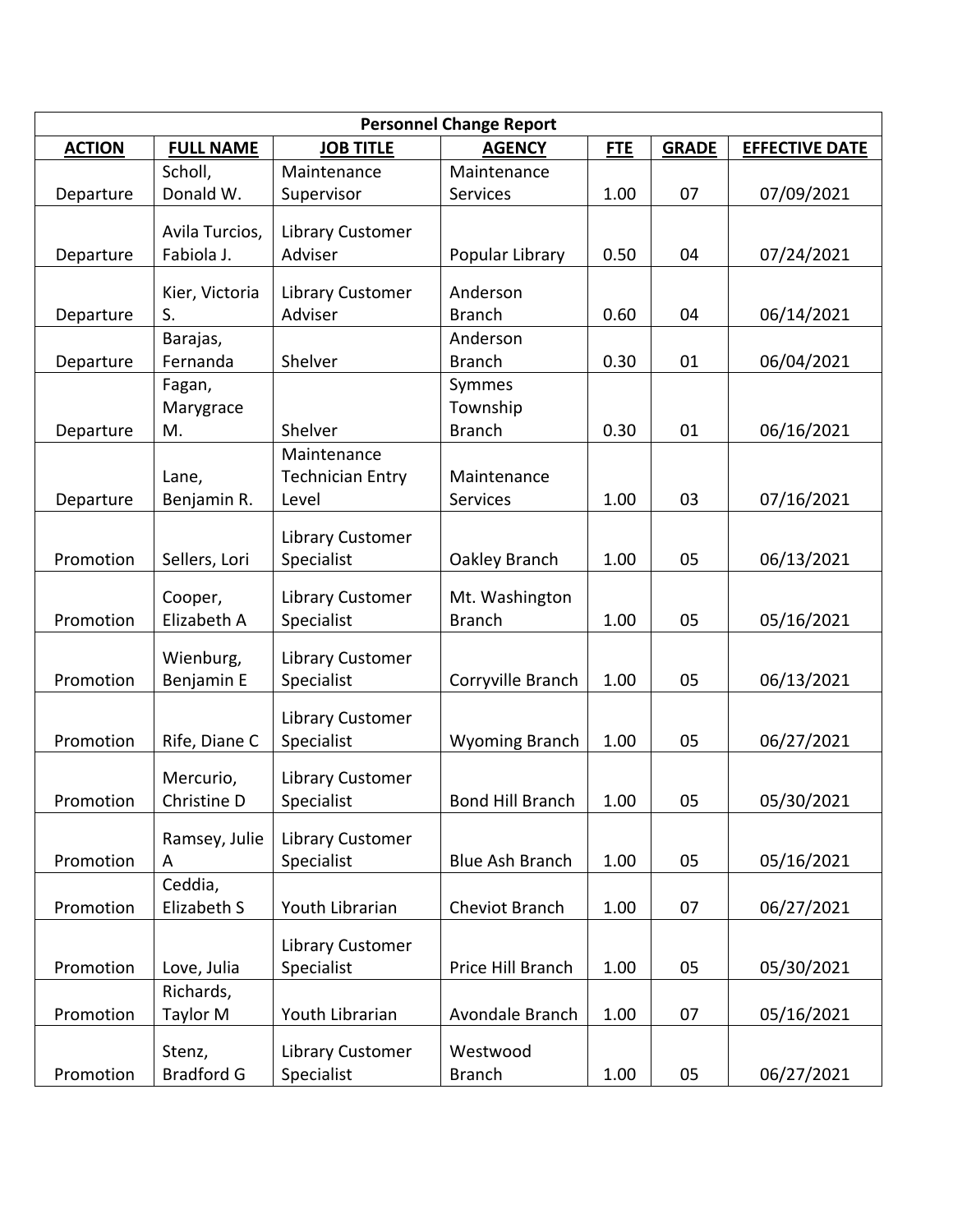| Personnel Change Report | | | | | | |
|---|---|---|---|---|---|---|
| **ACTION** | **FULL NAME** | **JOB TITLE** | **AGENCY** | **FTE** | **GRADE** | **EFFECTIVE DATE** |
| Departure | Scholl, Donald W. | Maintenance Supervisor | Maintenance Services | 1.00 | 07 | 07/09/2021 |
| Departure | Avila Turcios, Fabiola J. | Library Customer Adviser | Popular Library | 0.50 | 04 | 07/24/2021 |
| Departure | Kier, Victoria S. | Library Customer Adviser | Anderson Branch | 0.60 | 04 | 06/14/2021 |
| Departure | Barajas, Fernanda | Shelver | Anderson Branch | 0.30 | 01 | 06/04/2021 |
| Departure | Fagan, Marygrace M. | Shelver | Symmes Township Branch | 0.30 | 01 | 06/16/2021 |
| Departure | Lane, Benjamin R. | Maintenance Technician Entry Level | Maintenance Services | 1.00 | 03 | 07/16/2021 |
| Promotion | Sellers, Lori | Library Customer Specialist | Oakley Branch | 1.00 | 05 | 06/13/2021 |
| Promotion | Cooper, Elizabeth A | Library Customer Specialist | Mt. Washington Branch | 1.00 | 05 | 05/16/2021 |
| Promotion | Wienburg, Benjamin E | Library Customer Specialist | Corryville Branch | 1.00 | 05 | 06/13/2021 |
| Promotion | Rife, Diane C | Library Customer Specialist | Wyoming Branch | 1.00 | 05 | 06/27/2021 |
| Promotion | Mercurio, Christine D | Library Customer Specialist | Bond Hill Branch | 1.00 | 05 | 05/30/2021 |
| Promotion | Ramsey, Julie A | Library Customer Specialist | Blue Ash Branch | 1.00 | 05 | 05/16/2021 |
| Promotion | Ceddia, Elizabeth S | Youth Librarian | Cheviot Branch | 1.00 | 07 | 06/27/2021 |
| Promotion | Love, Julia | Library Customer Specialist | Price Hill Branch | 1.00 | 05 | 05/30/2021 |
| Promotion | Richards, Taylor M | Youth Librarian | Avondale Branch | 1.00 | 07 | 05/16/2021 |
| Promotion | Stenz, Bradford G | Library Customer Specialist | Westwood Branch | 1.00 | 05 | 06/27/2021 |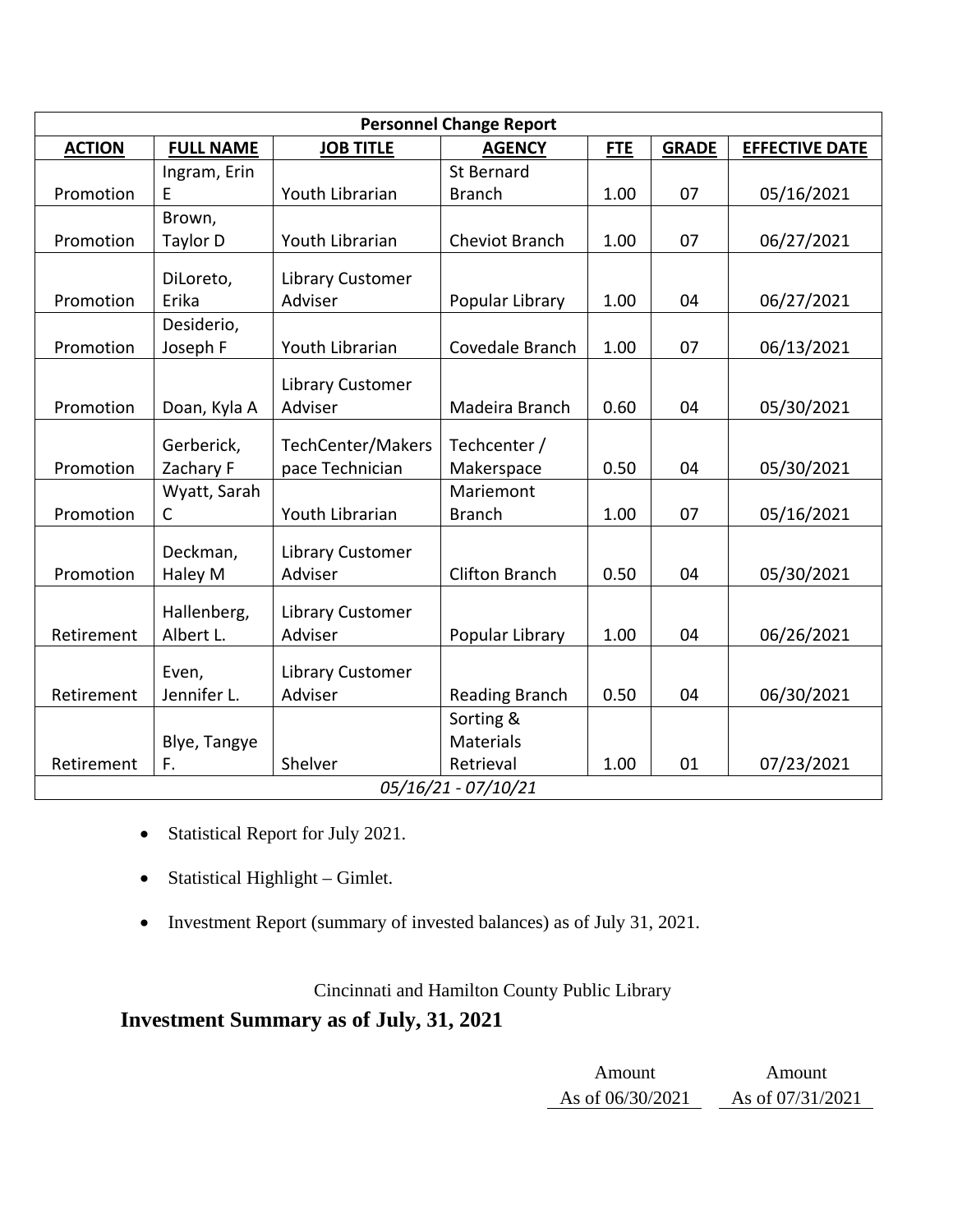| Personnel Change Report | | | | | | |
|---|---|---|---|---|---|---|
| **ACTION** | **FULL NAME** | **JOB TITLE** | **AGENCY** | **FTE** | **GRADE** | **EFFECTIVE DATE** |
| Promotion | Ingram, Erin E | Youth Librarian | St Bernard Branch | 1.00 | 07 | 05/16/2021 |
| Promotion | Brown, Taylor D | Youth Librarian | Cheviot Branch | 1.00 | 07 | 06/27/2021 |
| Promotion | DiLoreto, Erika | Library Customer Adviser | Popular Library | 1.00 | 04 | 06/27/2021 |
| Promotion | Desiderio, Joseph F | Youth Librarian | Covedale Branch | 1.00 | 07 | 06/13/2021 |
| Promotion | Doan, Kyla A | Library Customer Adviser | Madeira Branch | 0.60 | 04 | 05/30/2021 |
| Promotion | Gerberick, Zachary F | TechCenter/Makerspace Technician | Techcenter / Makerspace | 0.50 | 04 | 05/30/2021 |
| Promotion | Wyatt, Sarah C | Youth Librarian | Mariemont Branch | 1.00 | 07 | 05/16/2021 |
| Promotion | Deckman, Haley M | Library Customer Adviser | Clifton Branch | 0.50 | 04 | 05/30/2021 |
| Retirement | Hallenberg, Albert L. | Library Customer Adviser | Popular Library | 1.00 | 04 | 06/26/2021 |
| Retirement | Even, Jennifer L. | Library Customer Adviser | Reading Branch | 0.50 | 04 | 06/30/2021 |
| Retirement | Blye, Tangye F. | Shelver | Sorting & Materials Retrieval | 1.00 | 01 | 07/23/2021 |
| *05/16/21 - 07/10/21* | | | | | | |

- Statistical Report for July 2021.
- Statistical Highlight – Gimlet.
- Investment Report (summary of invested balances) as of July 31, 2021.

Cincinnati and Hamilton County Public Library

**Investment Summary as of July, 31, 2021**

| | Amount As of 06/30/2021 | Amount As of 07/31/2021 |
|---|---|---|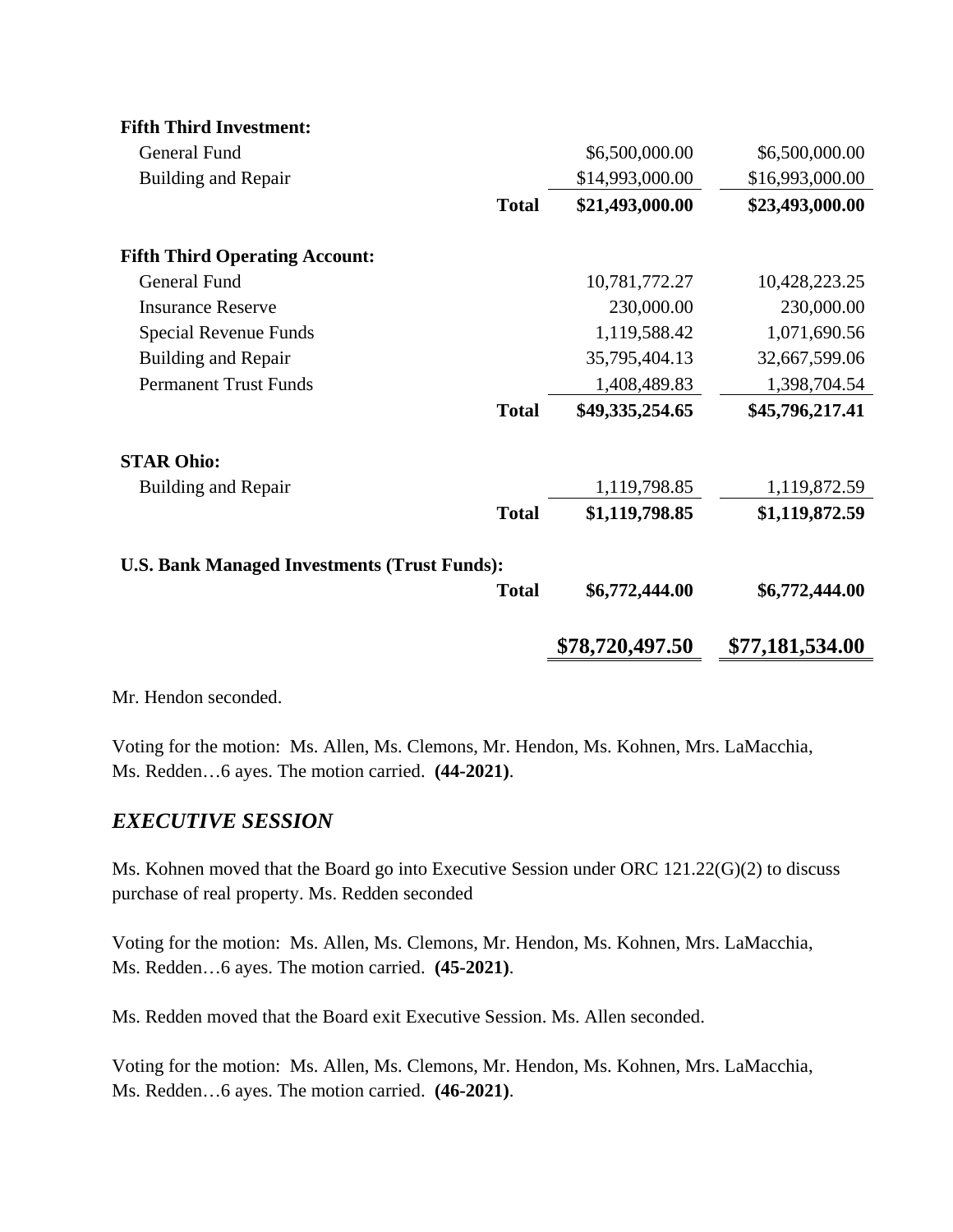| | | | |
|---|---|---|---|
| **Fifth Third Investment:** | | | |
| General Fund | | $6,500,000.00 | $6,500,000.00 |
| Building and Repair | | $14,993,000.00 | $16,993,000.00 |
| | **Total** | **$21,493,000.00** | **$23,493,000.00** |
| **Fifth Third Operating Account:** | | | |
| General Fund | | 10,781,772.27 | 10,428,223.25 |
| Insurance Reserve | | 230,000.00 | 230,000.00 |
| Special Revenue Funds | | 1,119,588.42 | 1,071,690.56 |
| Building and Repair | | 35,795,404.13 | 32,667,599.06 |
| Permanent Trust Funds | | 1,408,489.83 | 1,398,704.54 |
| | **Total** | **$49,335,254.65** | **$45,796,217.41** |
| **STAR Ohio:** | | | |
| Building and Repair | | 1,119,798.85 | 1,119,872.59 |
| | **Total** | **$1,119,798.85** | **$1,119,872.59** |
| **U.S. Bank Managed Investments (Trust Funds):** | | | |
| | **Total** | **$6,772,444.00** | **$6,772,444.00** |
| | | **$78,720,497.50** | **$77,181,534.00** |

Mr. Hendon seconded.

Voting for the motion: Ms. Allen, Ms. Clemons, Mr. Hendon, Ms. Kohnen, Mrs. LaMacchia, Ms. Redden…6 ayes. The motion carried. **(44-2021)**.

## *EXECUTIVE SESSION*

Ms. Kohnen moved that the Board go into Executive Session under ORC 121.22(G)(2) to discuss purchase of real property. Ms. Redden seconded

Voting for the motion: Ms. Allen, Ms. Clemons, Mr. Hendon, Ms. Kohnen, Mrs. LaMacchia, Ms. Redden…6 ayes. The motion carried. **(45-2021)**.

Ms. Redden moved that the Board exit Executive Session. Ms. Allen seconded.

Voting for the motion: Ms. Allen, Ms. Clemons, Mr. Hendon, Ms. Kohnen, Mrs. LaMacchia, Ms. Redden…6 ayes. The motion carried. **(46-2021)**.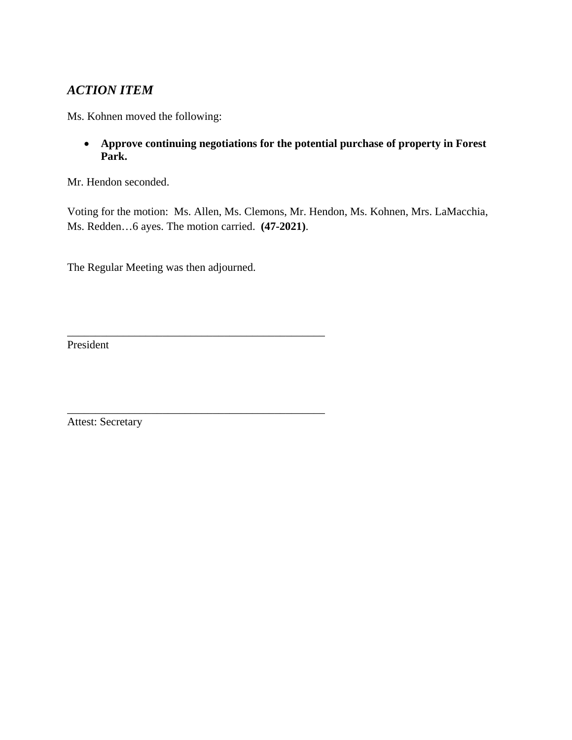## *ACTION ITEM*

Ms. Kohnen moved the following:

- **Approve continuing negotiations for the potential purchase of property in Forest Park.**

Mr. Hendon seconded.

Voting for the motion: Ms. Allen, Ms. Clemons, Mr. Hendon, Ms. Kohnen, Mrs. LaMacchia, Ms. Redden…6 ayes. The motion carried. **(47-2021)**.

The Regular Meeting was then adjourned.

_______________________________________________
President

_______________________________________________
Attest: Secretary